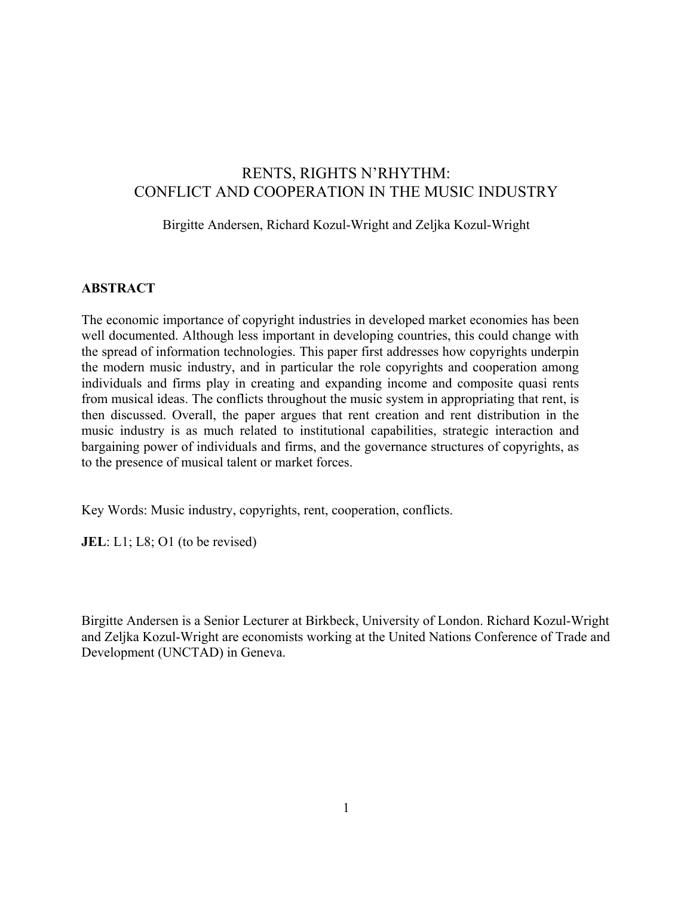# RENTS, RIGHTS N'RHYTHM: CONFLICT AND COOPERATION IN THE MUSIC INDUSTRY

Birgitte Andersen, Richard Kozul-Wright and Zeljka Kozul-Wright

**ABSTRACT**

The economic importance of copyright industries in developed market economies has been well documented. Although less important in developing countries, this could change with the spread of information technologies. This paper first addresses how copyrights underpin the modern music industry, and in particular the role copyrights and cooperation among individuals and firms play in creating and expanding income and composite quasi rents from musical ideas. The conflicts throughout the music system in appropriating that rent, is then discussed. Overall, the paper argues that rent creation and rent distribution in the music industry is as much related to institutional capabilities, strategic interaction and bargaining power of individuals and firms, and the governance structures of copyrights, as to the presence of musical talent or market forces.

Key Words: Music industry, copyrights, rent, cooperation, conflicts.

**JEL**: L1; L8; O1 (to be revised)

Birgitte Andersen is a Senior Lecturer at Birkbeck, University of London. Richard Kozul-Wright and Zeljka Kozul-Wright are economists working at the United Nations Conference of Trade and Development (UNCTAD) in Geneva.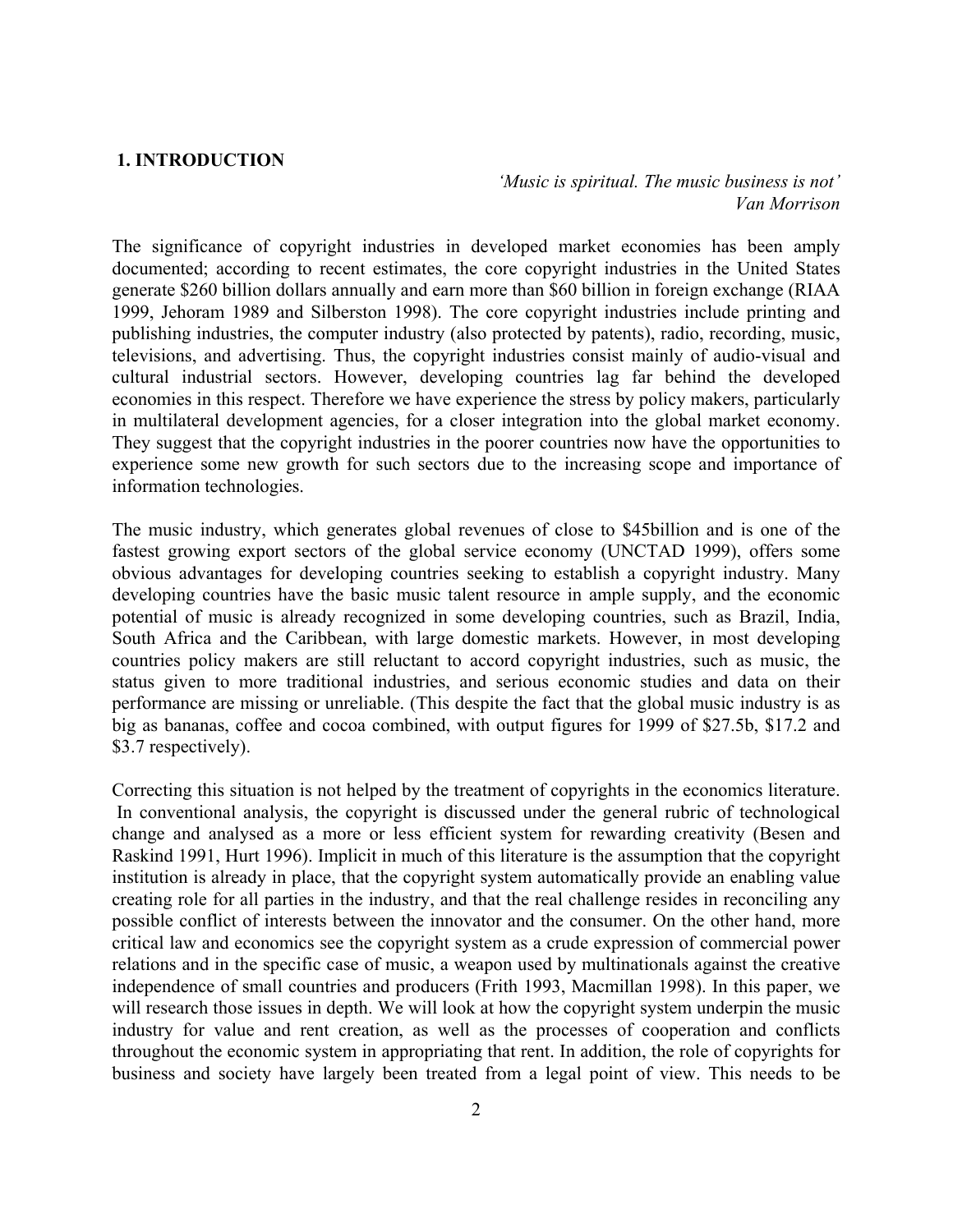## 1. INTRODUCTION

*'Music is spiritual. The music business is not'*
*Van Morrison*

The significance of copyright industries in developed market economies has been amply documented; according to recent estimates, the core copyright industries in the United States generate $260 billion dollars annually and earn more than $60 billion in foreign exchange (RIAA 1999, Jehoram 1989 and Silberston 1998). The core copyright industries include printing and publishing industries, the computer industry (also protected by patents), radio, recording, music, televisions, and advertising. Thus, the copyright industries consist mainly of audio-visual and cultural industrial sectors. However, developing countries lag far behind the developed economies in this respect. Therefore we have experience the stress by policy makers, particularly in multilateral development agencies, for a closer integration into the global market economy. They suggest that the copyright industries in the poorer countries now have the opportunities to experience some new growth for such sectors due to the increasing scope and importance of information technologies.

The music industry, which generates global revenues of close to $45billion and is one of the fastest growing export sectors of the global service economy (UNCTAD 1999), offers some obvious advantages for developing countries seeking to establish a copyright industry. Many developing countries have the basic music talent resource in ample supply, and the economic potential of music is already recognized in some developing countries, such as Brazil, India, South Africa and the Caribbean, with large domestic markets. However, in most developing countries policy makers are still reluctant to accord copyright industries, such as music, the status given to more traditional industries, and serious economic studies and data on their performance are missing or unreliable. (This despite the fact that the global music industry is as big as bananas, coffee and cocoa combined, with output figures for 1999 of $27.5b, $17.2 and $3.7 respectively).

Correcting this situation is not helped by the treatment of copyrights in the economics literature. In conventional analysis, the copyright is discussed under the general rubric of technological change and analysed as a more or less efficient system for rewarding creativity (Besen and Raskind 1991, Hurt 1996). Implicit in much of this literature is the assumption that the copyright institution is already in place, that the copyright system automatically provide an enabling value creating role for all parties in the industry, and that the real challenge resides in reconciling any possible conflict of interests between the innovator and the consumer. On the other hand, more critical law and economics see the copyright system as a crude expression of commercial power relations and in the specific case of music, a weapon used by multinationals against the creative independence of small countries and producers (Frith 1993, Macmillan 1998). In this paper, we will research those issues in depth. We will look at how the copyright system underpin the music industry for value and rent creation, as well as the processes of cooperation and conflicts throughout the economic system in appropriating that rent. In addition, the role of copyrights for business and society have largely been treated from a legal point of view. This needs to be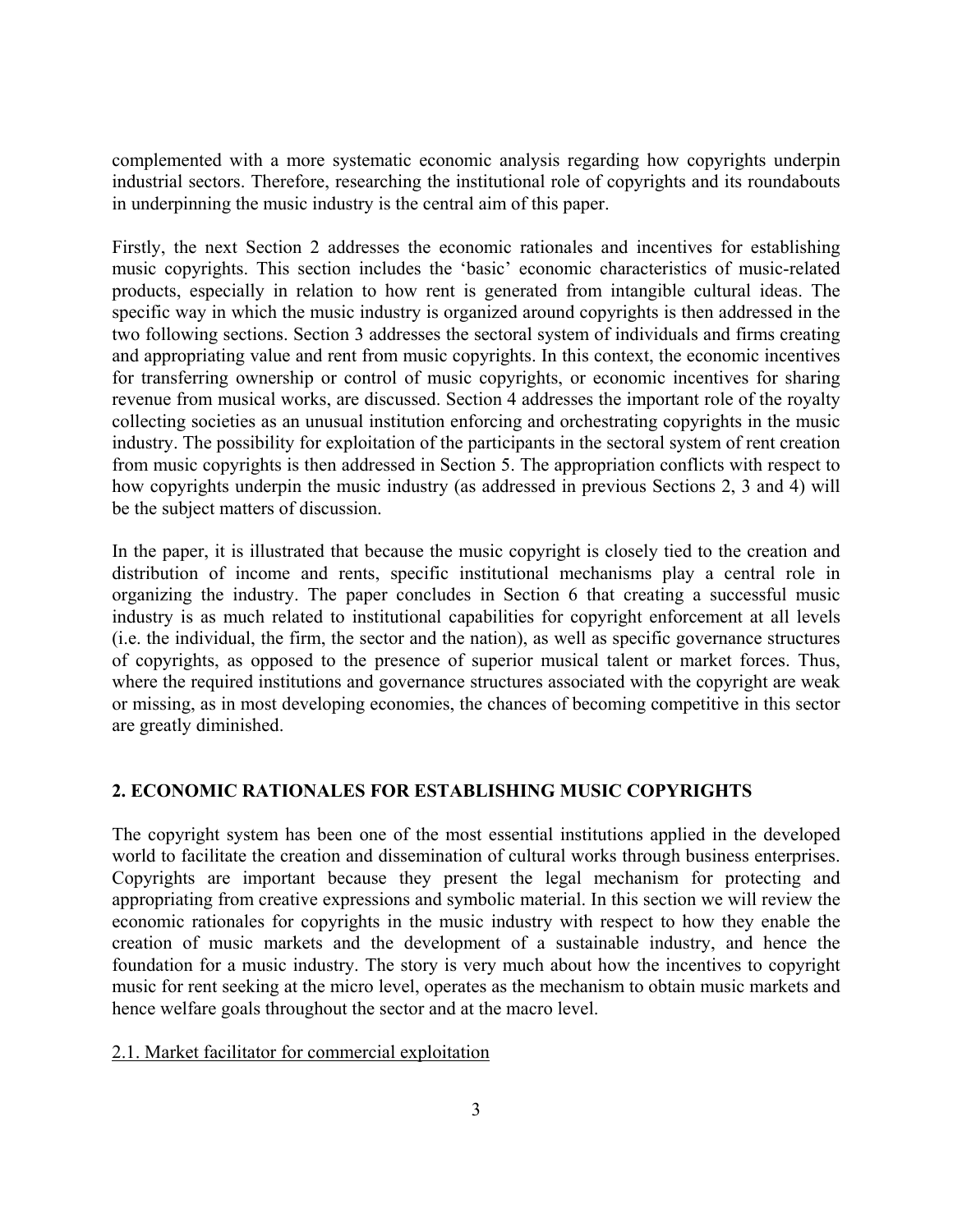complemented with a more systematic economic analysis regarding how copyrights underpin industrial sectors. Therefore, researching the institutional role of copyrights and its roundabouts in underpinning the music industry is the central aim of this paper.

Firstly, the next Section 2 addresses the economic rationales and incentives for establishing music copyrights. This section includes the 'basic' economic characteristics of music-related products, especially in relation to how rent is generated from intangible cultural ideas. The specific way in which the music industry is organized around copyrights is then addressed in the two following sections. Section 3 addresses the sectoral system of individuals and firms creating and appropriating value and rent from music copyrights. In this context, the economic incentives for transferring ownership or control of music copyrights, or economic incentives for sharing revenue from musical works, are discussed. Section 4 addresses the important role of the royalty collecting societies as an unusual institution enforcing and orchestrating copyrights in the music industry. The possibility for exploitation of the participants in the sectoral system of rent creation from music copyrights is then addressed in Section 5. The appropriation conflicts with respect to how copyrights underpin the music industry (as addressed in previous Sections 2, 3 and 4) will be the subject matters of discussion.

In the paper, it is illustrated that because the music copyright is closely tied to the creation and distribution of income and rents, specific institutional mechanisms play a central role in organizing the industry. The paper concludes in Section 6 that creating a successful music industry is as much related to institutional capabilities for copyright enforcement at all levels (i.e. the individual, the firm, the sector and the nation), as well as specific governance structures of copyrights, as opposed to the presence of superior musical talent or market forces. Thus, where the required institutions and governance structures associated with the copyright are weak or missing, as in most developing economies, the chances of becoming competitive in this sector are greatly diminished.

## 2. ECONOMIC RATIONALES FOR ESTABLISHING MUSIC COPYRIGHTS

The copyright system has been one of the most essential institutions applied in the developed world to facilitate the creation and dissemination of cultural works through business enterprises. Copyrights are important because they present the legal mechanism for protecting and appropriating from creative expressions and symbolic material. In this section we will review the economic rationales for copyrights in the music industry with respect to how they enable the creation of music markets and the development of a sustainable industry, and hence the foundation for a music industry. The story is very much about how the incentives to copyright music for rent seeking at the micro level, operates as the mechanism to obtain music markets and hence welfare goals throughout the sector and at the macro level.

### 2.1. Market facilitator for commercial exploitation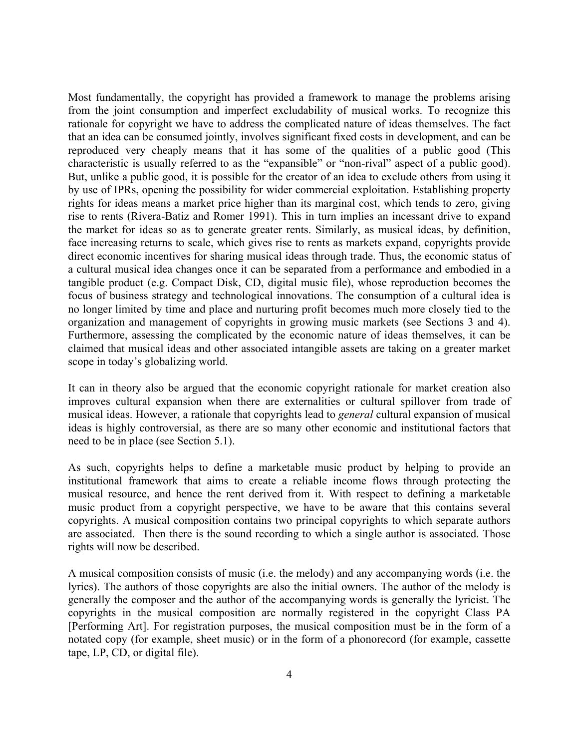Most fundamentally, the copyright has provided a framework to manage the problems arising from the joint consumption and imperfect excludability of musical works. To recognize this rationale for copyright we have to address the complicated nature of ideas themselves. The fact that an idea can be consumed jointly, involves significant fixed costs in development, and can be reproduced very cheaply means that it has some of the qualities of a public good (This characteristic is usually referred to as the "expansible" or "non-rival" aspect of a public good). But, unlike a public good, it is possible for the creator of an idea to exclude others from using it by use of IPRs, opening the possibility for wider commercial exploitation. Establishing property rights for ideas means a market price higher than its marginal cost, which tends to zero, giving rise to rents (Rivera-Batiz and Romer 1991). This in turn implies an incessant drive to expand the market for ideas so as to generate greater rents. Similarly, as musical ideas, by definition, face increasing returns to scale, which gives rise to rents as markets expand, copyrights provide direct economic incentives for sharing musical ideas through trade. Thus, the economic status of a cultural musical idea changes once it can be separated from a performance and embodied in a tangible product (e.g. Compact Disk, CD, digital music file), whose reproduction becomes the focus of business strategy and technological innovations. The consumption of a cultural idea is no longer limited by time and place and nurturing profit becomes much more closely tied to the organization and management of copyrights in growing music markets (see Sections 3 and 4). Furthermore, assessing the complicated by the economic nature of ideas themselves, it can be claimed that musical ideas and other associated intangible assets are taking on a greater market scope in today's globalizing world.

It can in theory also be argued that the economic copyright rationale for market creation also improves cultural expansion when there are externalities or cultural spillover from trade of musical ideas. However, a rationale that copyrights lead to *general* cultural expansion of musical ideas is highly controversial, as there are so many other economic and institutional factors that need to be in place (see Section 5.1).

As such, copyrights helps to define a marketable music product by helping to provide an institutional framework that aims to create a reliable income flows through protecting the musical resource, and hence the rent derived from it. With respect to defining a marketable music product from a copyright perspective, we have to be aware that this contains several copyrights. A musical composition contains two principal copyrights to which separate authors are associated. Then there is the sound recording to which a single author is associated. Those rights will now be described.

A musical composition consists of music (i.e. the melody) and any accompanying words (i.e. the lyrics). The authors of those copyrights are also the initial owners. The author of the melody is generally the composer and the author of the accompanying words is generally the lyricist. The copyrights in the musical composition are normally registered in the copyright Class PA [Performing Art]. For registration purposes, the musical composition must be in the form of a notated copy (for example, sheet music) or in the form of a phonorecord (for example, cassette tape, LP, CD, or digital file).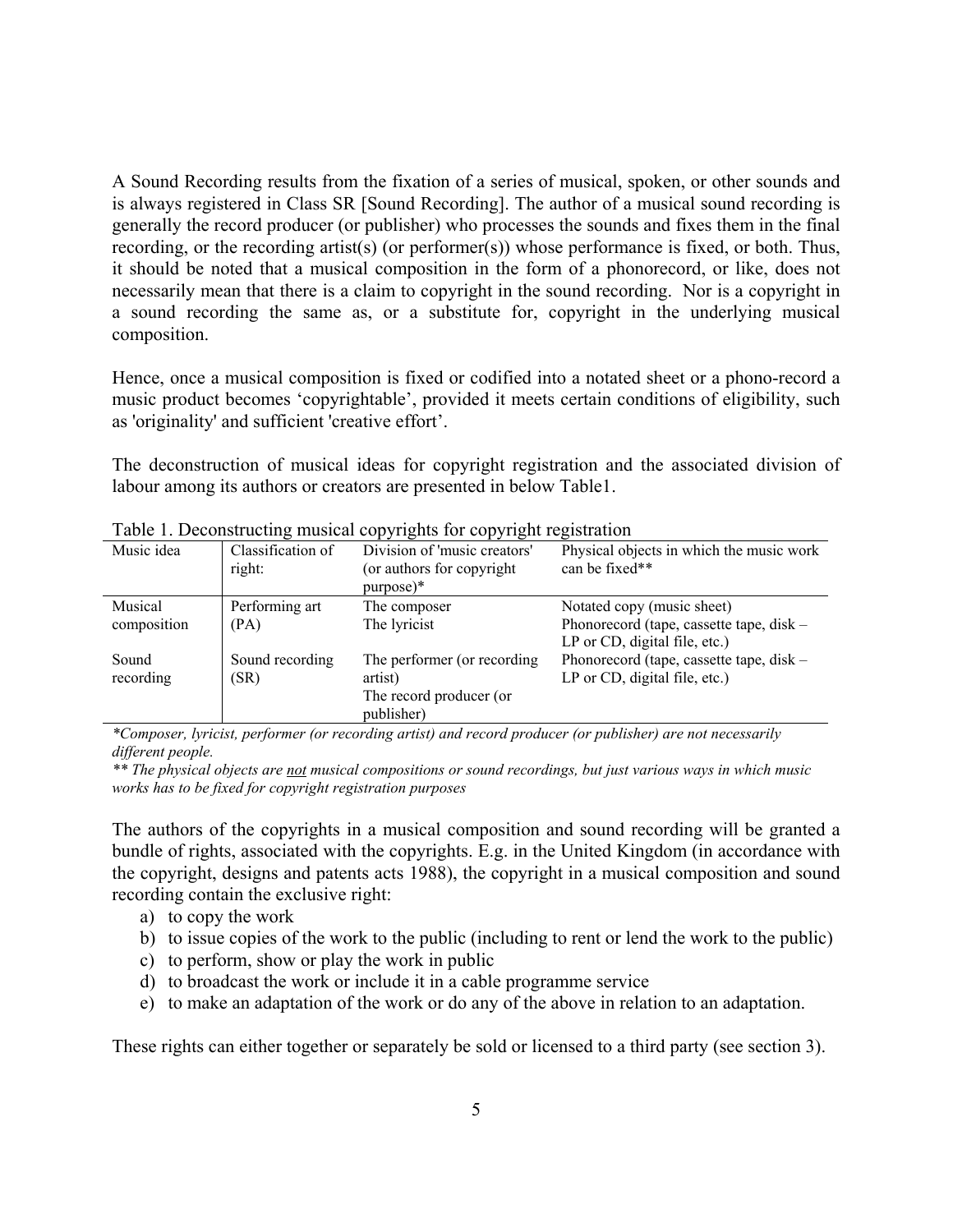A Sound Recording results from the fixation of a series of musical, spoken, or other sounds and is always registered in Class SR [Sound Recording]. The author of a musical sound recording is generally the record producer (or publisher) who processes the sounds and fixes them in the final recording, or the recording artist(s) (or performer(s)) whose performance is fixed, or both. Thus, it should be noted that a musical composition in the form of a phonorecord, or like, does not necessarily mean that there is a claim to copyright in the sound recording. Nor is a copyright in a sound recording the same as, or a substitute for, copyright in the underlying musical composition.

Hence, once a musical composition is fixed or codified into a notated sheet or a phono-record a music product becomes 'copyrightable', provided it meets certain conditions of eligibility, such as 'originality' and sufficient 'creative effort'.

The deconstruction of musical ideas for copyright registration and the associated division of labour among its authors or creators are presented in below Table1.

Table 1. Deconstructing musical copyrights for copyright registration

| Music idea | Classification of right: | Division of 'music creators' (or authors for copyright purpose)* | Physical objects in which the music work can be fixed** |
|---|---|---|---|
| Musical composition | Performing art (PA) | The composer<br>The lyricist | Notated copy (music sheet)<br>Phonorecord (tape, cassette tape, disk – LP or CD, digital file, etc.) |
| Sound recording | Sound recording (SR) | The performer (or recording artist)<br>The record producer (or publisher) | Phonorecord (tape, cassette tape, disk – LP or CD, digital file, etc.) |

*\*Composer, lyricist, performer (or recording artist) and record producer (or publisher) are not necessarily different people.*

*\*\* The physical objects are not musical compositions or sound recordings, but just various ways in which music works has to be fixed for copyright registration purposes*

The authors of the copyrights in a musical composition and sound recording will be granted a bundle of rights, associated with the copyrights. E.g. in the United Kingdom (in accordance with the copyright, designs and patents acts 1988), the copyright in a musical composition and sound recording contain the exclusive right:

a) to copy the work
b) to issue copies of the work to the public (including to rent or lend the work to the public)
c) to perform, show or play the work in public
d) to broadcast the work or include it in a cable programme service
e) to make an adaptation of the work or do any of the above in relation to an adaptation.

These rights can either together or separately be sold or licensed to a third party (see section 3).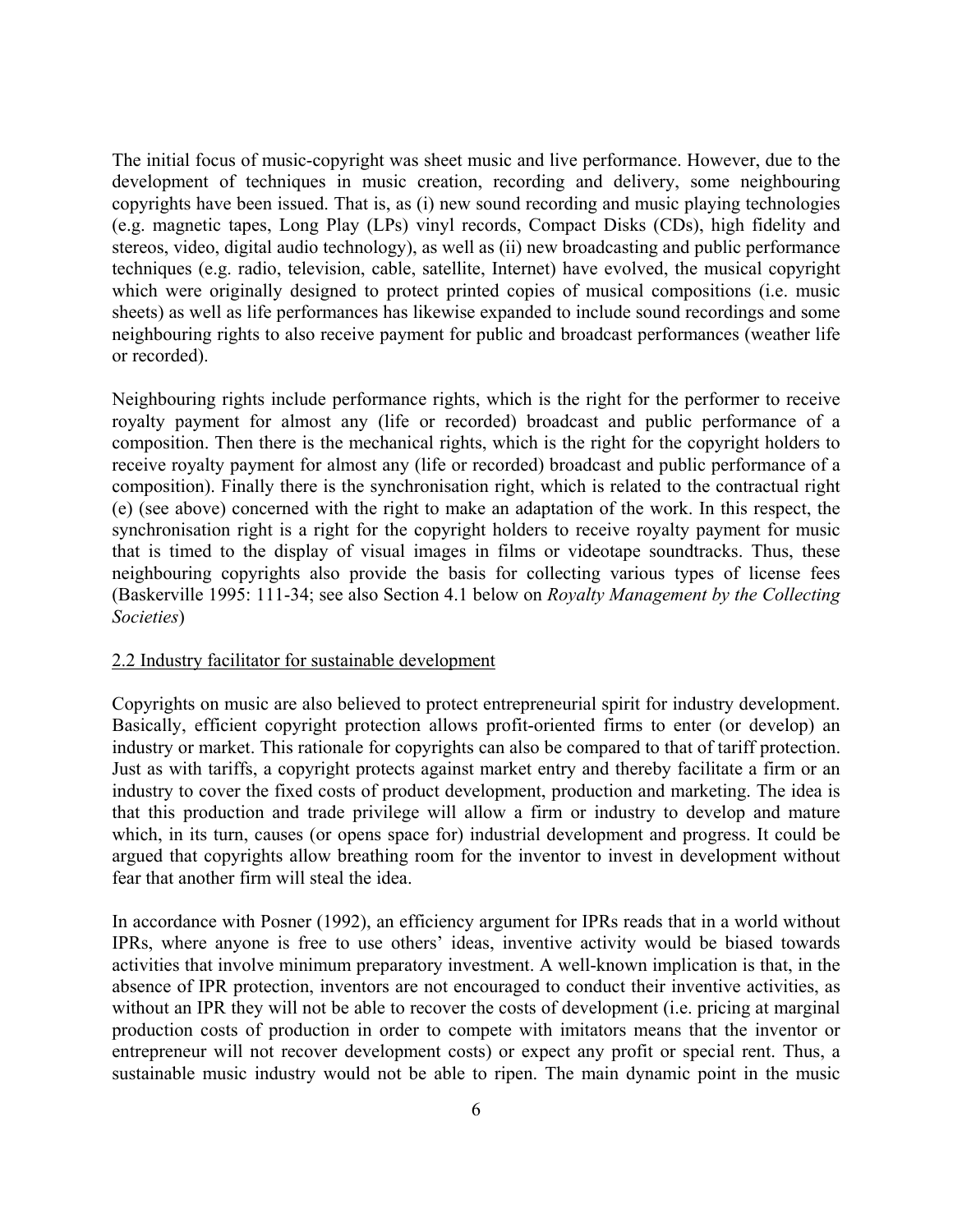The initial focus of music-copyright was sheet music and live performance. However, due to the development of techniques in music creation, recording and delivery, some neighbouring copyrights have been issued. That is, as (i) new sound recording and music playing technologies (e.g. magnetic tapes, Long Play (LPs) vinyl records, Compact Disks (CDs), high fidelity and stereos, video, digital audio technology), as well as (ii) new broadcasting and public performance techniques (e.g. radio, television, cable, satellite, Internet) have evolved, the musical copyright which were originally designed to protect printed copies of musical compositions (i.e. music sheets) as well as life performances has likewise expanded to include sound recordings and some neighbouring rights to also receive payment for public and broadcast performances (weather life or recorded).

Neighbouring rights include performance rights, which is the right for the performer to receive royalty payment for almost any (life or recorded) broadcast and public performance of a composition. Then there is the mechanical rights, which is the right for the copyright holders to receive royalty payment for almost any (life or recorded) broadcast and public performance of a composition). Finally there is the synchronisation right, which is related to the contractual right (e) (see above) concerned with the right to make an adaptation of the work. In this respect, the synchronisation right is a right for the copyright holders to receive royalty payment for music that is timed to the display of visual images in films or videotape soundtracks. Thus, these neighbouring copyrights also provide the basis for collecting various types of license fees (Baskerville 1995: 111-34; see also Section 4.1 below on *Royalty Management by the Collecting Societies*)

## 2.2 Industry facilitator for sustainable development

Copyrights on music are also believed to protect entrepreneurial spirit for industry development. Basically, efficient copyright protection allows profit-oriented firms to enter (or develop) an industry or market. This rationale for copyrights can also be compared to that of tariff protection. Just as with tariffs, a copyright protects against market entry and thereby facilitate a firm or an industry to cover the fixed costs of product development, production and marketing. The idea is that this production and trade privilege will allow a firm or industry to develop and mature which, in its turn, causes (or opens space for) industrial development and progress. It could be argued that copyrights allow breathing room for the inventor to invest in development without fear that another firm will steal the idea.

In accordance with Posner (1992), an efficiency argument for IPRs reads that in a world without IPRs, where anyone is free to use others' ideas, inventive activity would be biased towards activities that involve minimum preparatory investment. A well-known implication is that, in the absence of IPR protection, inventors are not encouraged to conduct their inventive activities, as without an IPR they will not be able to recover the costs of development (i.e. pricing at marginal production costs of production in order to compete with imitators means that the inventor or entrepreneur will not recover development costs) or expect any profit or special rent. Thus, a sustainable music industry would not be able to ripen. The main dynamic point in the music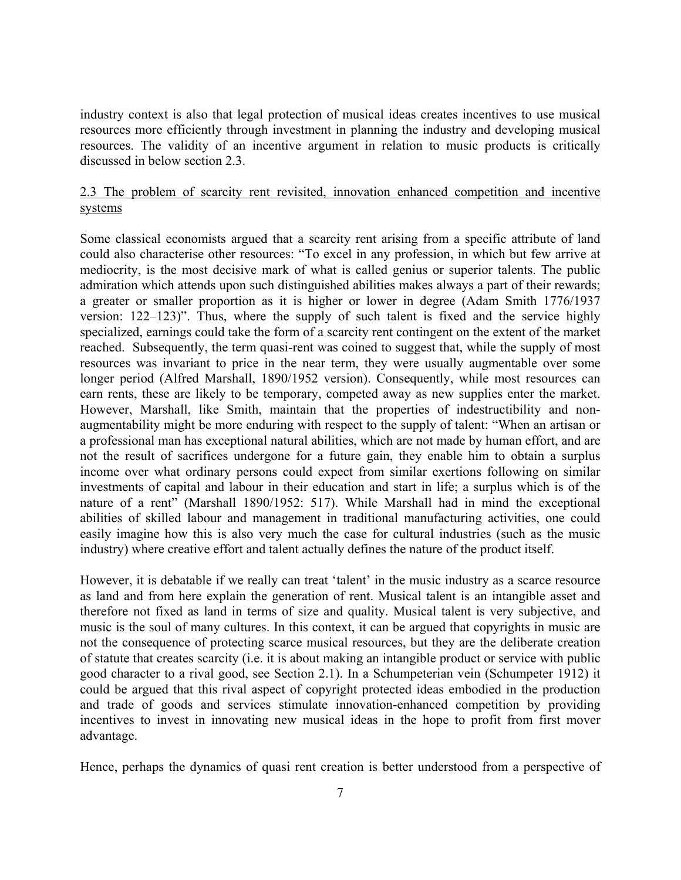industry context is also that legal protection of musical ideas creates incentives to use musical resources more efficiently through investment in planning the industry and developing musical resources. The validity of an incentive argument in relation to music products is critically discussed in below section 2.3.

## 2.3 The problem of scarcity rent revisited, innovation enhanced competition and incentive systems

Some classical economists argued that a scarcity rent arising from a specific attribute of land could also characterise other resources: "To excel in any profession, in which but few arrive at mediocrity, is the most decisive mark of what is called genius or superior talents. The public admiration which attends upon such distinguished abilities makes always a part of their rewards; a greater or smaller proportion as it is higher or lower in degree (Adam Smith 1776/1937 version: 122–123)". Thus, where the supply of such talent is fixed and the service highly specialized, earnings could take the form of a scarcity rent contingent on the extent of the market reached. Subsequently, the term quasi-rent was coined to suggest that, while the supply of most resources was invariant to price in the near term, they were usually augmentable over some longer period (Alfred Marshall, 1890/1952 version). Consequently, while most resources can earn rents, these are likely to be temporary, competed away as new supplies enter the market. However, Marshall, like Smith, maintain that the properties of indestructibility and non-augmentability might be more enduring with respect to the supply of talent: "When an artisan or a professional man has exceptional natural abilities, which are not made by human effort, and are not the result of sacrifices undergone for a future gain, they enable him to obtain a surplus income over what ordinary persons could expect from similar exertions following on similar investments of capital and labour in their education and start in life; a surplus which is of the nature of a rent" (Marshall 1890/1952: 517). While Marshall had in mind the exceptional abilities of skilled labour and management in traditional manufacturing activities, one could easily imagine how this is also very much the case for cultural industries (such as the music industry) where creative effort and talent actually defines the nature of the product itself.

However, it is debatable if we really can treat 'talent' in the music industry as a scarce resource as land and from here explain the generation of rent. Musical talent is an intangible asset and therefore not fixed as land in terms of size and quality. Musical talent is very subjective, and music is the soul of many cultures. In this context, it can be argued that copyrights in music are not the consequence of protecting scarce musical resources, but they are the deliberate creation of statute that creates scarcity (i.e. it is about making an intangible product or service with public good character to a rival good, see Section 2.1). In a Schumpeterian vein (Schumpeter 1912) it could be argued that this rival aspect of copyright protected ideas embodied in the production and trade of goods and services stimulate innovation-enhanced competition by providing incentives to invest in innovating new musical ideas in the hope to profit from first mover advantage.

Hence, perhaps the dynamics of quasi rent creation is better understood from a perspective of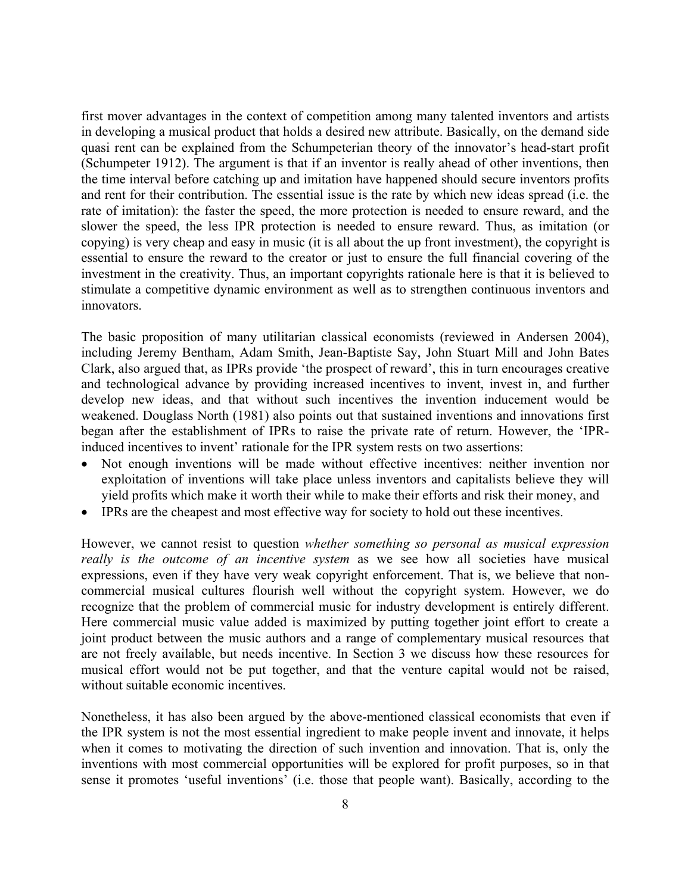first mover advantages in the context of competition among many talented inventors and artists in developing a musical product that holds a desired new attribute. Basically, on the demand side quasi rent can be explained from the Schumpeterian theory of the innovator's head-start profit (Schumpeter 1912). The argument is that if an inventor is really ahead of other inventions, then the time interval before catching up and imitation have happened should secure inventors profits and rent for their contribution. The essential issue is the rate by which new ideas spread (i.e. the rate of imitation): the faster the speed, the more protection is needed to ensure reward, and the slower the speed, the less IPR protection is needed to ensure reward. Thus, as imitation (or copying) is very cheap and easy in music (it is all about the up front investment), the copyright is essential to ensure the reward to the creator or just to ensure the full financial covering of the investment in the creativity. Thus, an important copyrights rationale here is that it is believed to stimulate a competitive dynamic environment as well as to strengthen continuous inventors and innovators.

The basic proposition of many utilitarian classical economists (reviewed in Andersen 2004), including Jeremy Bentham, Adam Smith, Jean-Baptiste Say, John Stuart Mill and John Bates Clark, also argued that, as IPRs provide 'the prospect of reward', this in turn encourages creative and technological advance by providing increased incentives to invent, invest in, and further develop new ideas, and that without such incentives the invention inducement would be weakened. Douglass North (1981) also points out that sustained inventions and innovations first began after the establishment of IPRs to raise the private rate of return. However, the 'IPR-induced incentives to invent' rationale for the IPR system rests on two assertions:

- Not enough inventions will be made without effective incentives: neither invention nor exploitation of inventions will take place unless inventors and capitalists believe they will yield profits which make it worth their while to make their efforts and risk their money, and
- IPRs are the cheapest and most effective way for society to hold out these incentives.

However, we cannot resist to question *whether something so personal as musical expression really is the outcome of an incentive system* as we see how all societies have musical expressions, even if they have very weak copyright enforcement. That is, we believe that non-commercial musical cultures flourish well without the copyright system. However, we do recognize that the problem of commercial music for industry development is entirely different. Here commercial music value added is maximized by putting together joint effort to create a joint product between the music authors and a range of complementary musical resources that are not freely available, but needs incentive. In Section 3 we discuss how these resources for musical effort would not be put together, and that the venture capital would not be raised, without suitable economic incentives.

Nonetheless, it has also been argued by the above-mentioned classical economists that even if the IPR system is not the most essential ingredient to make people invent and innovate, it helps when it comes to motivating the direction of such invention and innovation. That is, only the inventions with most commercial opportunities will be explored for profit purposes, so in that sense it promotes 'useful inventions' (i.e. those that people want). Basically, according to the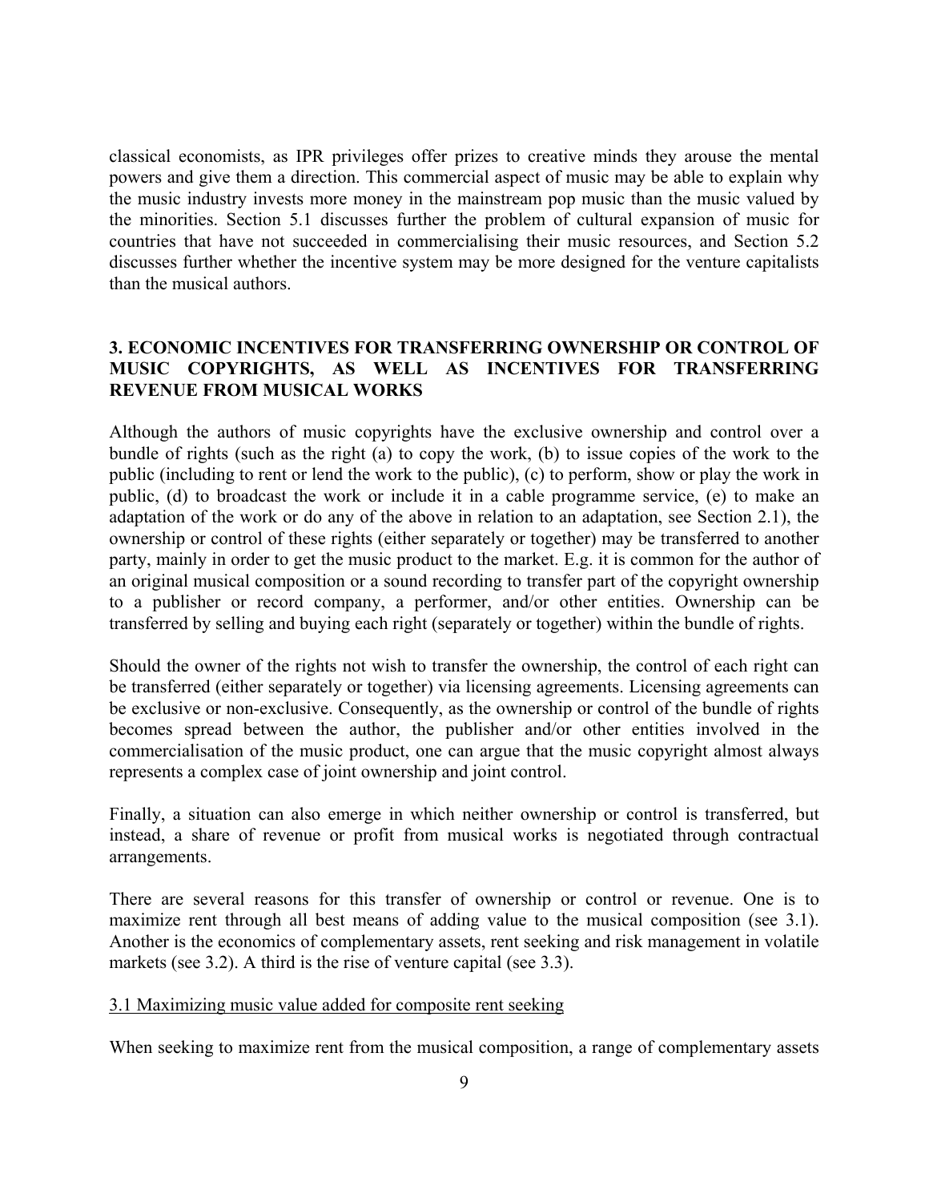classical economists, as IPR privileges offer prizes to creative minds they arouse the mental powers and give them a direction. This commercial aspect of music may be able to explain why the music industry invests more money in the mainstream pop music than the music valued by the minorities. Section 5.1 discusses further the problem of cultural expansion of music for countries that have not succeeded in commercialising their music resources, and Section 5.2 discusses further whether the incentive system may be more designed for the venture capitalists than the musical authors.

## 3. ECONOMIC INCENTIVES FOR TRANSFERRING OWNERSHIP OR CONTROL OF MUSIC COPYRIGHTS, AS WELL AS INCENTIVES FOR TRANSFERRING REVENUE FROM MUSICAL WORKS

Although the authors of music copyrights have the exclusive ownership and control over a bundle of rights (such as the right (a) to copy the work, (b) to issue copies of the work to the public (including to rent or lend the work to the public), (c) to perform, show or play the work in public, (d) to broadcast the work or include it in a cable programme service, (e) to make an adaptation of the work or do any of the above in relation to an adaptation, see Section 2.1), the ownership or control of these rights (either separately or together) may be transferred to another party, mainly in order to get the music product to the market. E.g. it is common for the author of an original musical composition or a sound recording to transfer part of the copyright ownership to a publisher or record company, a performer, and/or other entities. Ownership can be transferred by selling and buying each right (separately or together) within the bundle of rights.

Should the owner of the rights not wish to transfer the ownership, the control of each right can be transferred (either separately or together) via licensing agreements. Licensing agreements can be exclusive or non-exclusive. Consequently, as the ownership or control of the bundle of rights becomes spread between the author, the publisher and/or other entities involved in the commercialisation of the music product, one can argue that the music copyright almost always represents a complex case of joint ownership and joint control.

Finally, a situation can also emerge in which neither ownership or control is transferred, but instead, a share of revenue or profit from musical works is negotiated through contractual arrangements.

There are several reasons for this transfer of ownership or control or revenue. One is to maximize rent through all best means of adding value to the musical composition (see 3.1). Another is the economics of complementary assets, rent seeking and risk management in volatile markets (see 3.2). A third is the rise of venture capital (see 3.3).

### 3.1 Maximizing music value added for composite rent seeking

When seeking to maximize rent from the musical composition, a range of complementary assets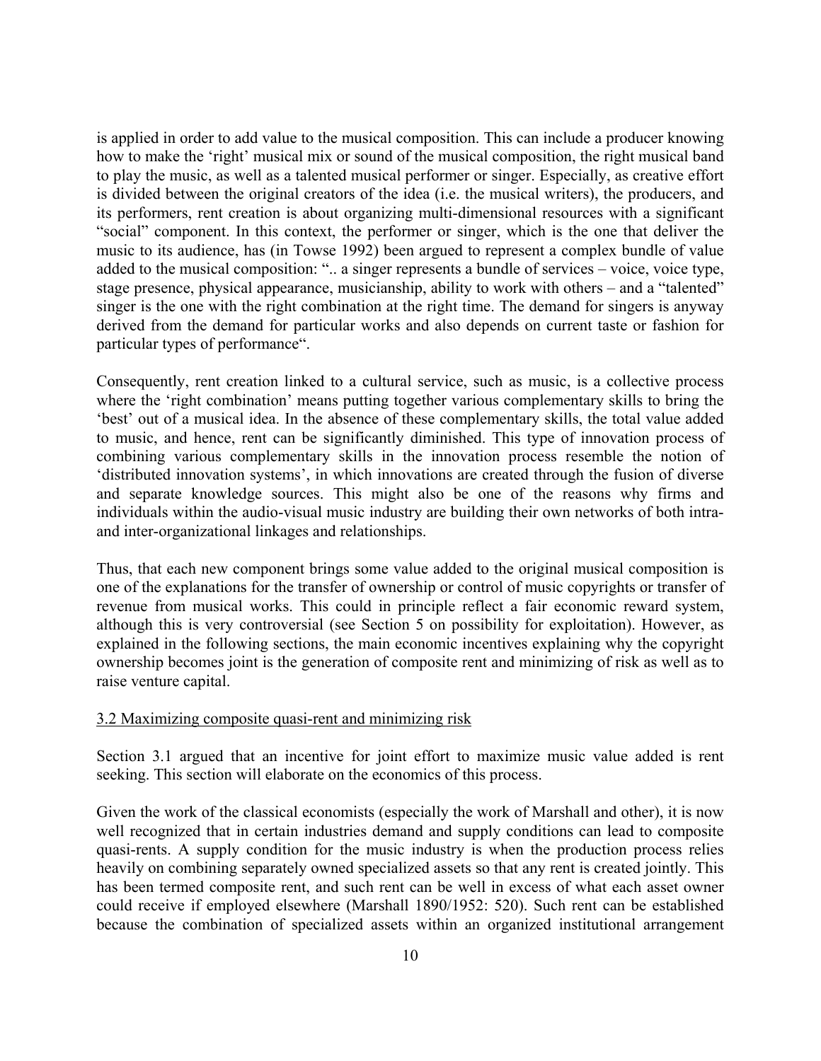is applied in order to add value to the musical composition. This can include a producer knowing how to make the 'right' musical mix or sound of the musical composition, the right musical band to play the music, as well as a talented musical performer or singer. Especially, as creative effort is divided between the original creators of the idea (i.e. the musical writers), the producers, and its performers, rent creation is about organizing multi-dimensional resources with a significant "social" component. In this context, the performer or singer, which is the one that deliver the music to its audience, has (in Towse 1992) been argued to represent a complex bundle of value added to the musical composition: ".. a singer represents a bundle of services – voice, voice type, stage presence, physical appearance, musicianship, ability to work with others – and a "talented" singer is the one with the right combination at the right time. The demand for singers is anyway derived from the demand for particular works and also depends on current taste or fashion for particular types of performance".

Consequently, rent creation linked to a cultural service, such as music, is a collective process where the 'right combination' means putting together various complementary skills to bring the 'best' out of a musical idea. In the absence of these complementary skills, the total value added to music, and hence, rent can be significantly diminished. This type of innovation process of combining various complementary skills in the innovation process resemble the notion of 'distributed innovation systems', in which innovations are created through the fusion of diverse and separate knowledge sources. This might also be one of the reasons why firms and individuals within the audio-visual music industry are building their own networks of both intra- and inter-organizational linkages and relationships.

Thus, that each new component brings some value added to the original musical composition is one of the explanations for the transfer of ownership or control of music copyrights or transfer of revenue from musical works. This could in principle reflect a fair economic reward system, although this is very controversial (see Section 5 on possibility for exploitation). However, as explained in the following sections, the main economic incentives explaining why the copyright ownership becomes joint is the generation of composite rent and minimizing of risk as well as to raise venture capital.

### 3.2 Maximizing composite quasi-rent and minimizing risk

Section 3.1 argued that an incentive for joint effort to maximize music value added is rent seeking. This section will elaborate on the economics of this process.

Given the work of the classical economists (especially the work of Marshall and other), it is now well recognized that in certain industries demand and supply conditions can lead to composite quasi-rents. A supply condition for the music industry is when the production process relies heavily on combining separately owned specialized assets so that any rent is created jointly. This has been termed composite rent, and such rent can be well in excess of what each asset owner could receive if employed elsewhere (Marshall 1890/1952: 520). Such rent can be established because the combination of specialized assets within an organized institutional arrangement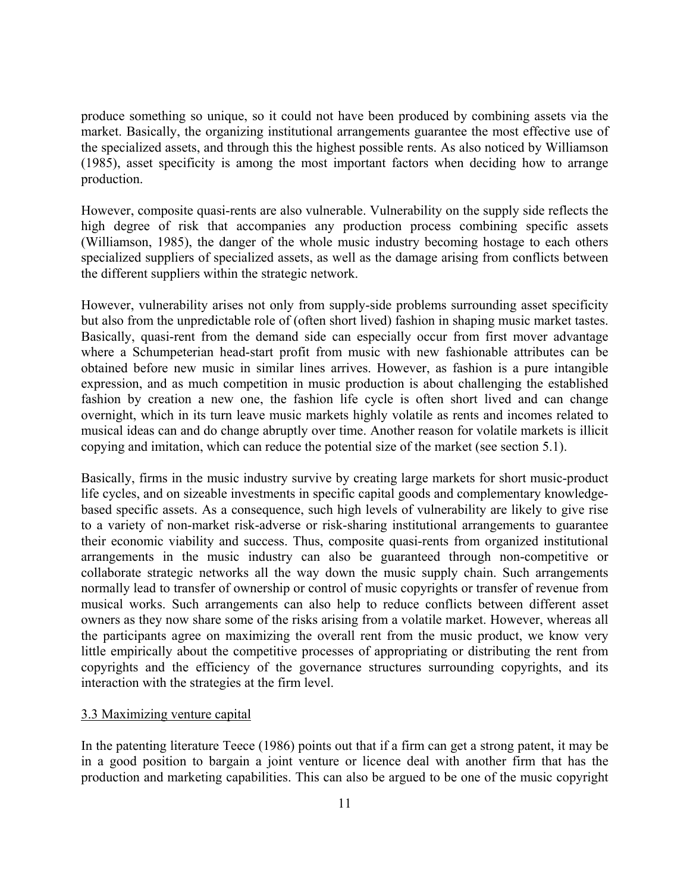produce something so unique, so it could not have been produced by combining assets via the market. Basically, the organizing institutional arrangements guarantee the most effective use of the specialized assets, and through this the highest possible rents. As also noticed by Williamson (1985), asset specificity is among the most important factors when deciding how to arrange production.

However, composite quasi-rents are also vulnerable. Vulnerability on the supply side reflects the high degree of risk that accompanies any production process combining specific assets (Williamson, 1985), the danger of the whole music industry becoming hostage to each others specialized suppliers of specialized assets, as well as the damage arising from conflicts between the different suppliers within the strategic network.

However, vulnerability arises not only from supply-side problems surrounding asset specificity but also from the unpredictable role of (often short lived) fashion in shaping music market tastes. Basically, quasi-rent from the demand side can especially occur from first mover advantage where a Schumpeterian head-start profit from music with new fashionable attributes can be obtained before new music in similar lines arrives. However, as fashion is a pure intangible expression, and as much competition in music production is about challenging the established fashion by creation a new one, the fashion life cycle is often short lived and can change overnight, which in its turn leave music markets highly volatile as rents and incomes related to musical ideas can and do change abruptly over time. Another reason for volatile markets is illicit copying and imitation, which can reduce the potential size of the market (see section 5.1).

Basically, firms in the music industry survive by creating large markets for short music-product life cycles, and on sizeable investments in specific capital goods and complementary knowledge-based specific assets. As a consequence, such high levels of vulnerability are likely to give rise to a variety of non-market risk-adverse or risk-sharing institutional arrangements to guarantee their economic viability and success. Thus, composite quasi-rents from organized institutional arrangements in the music industry can also be guaranteed through non-competitive or collaborate strategic networks all the way down the music supply chain. Such arrangements normally lead to transfer of ownership or control of music copyrights or transfer of revenue from musical works. Such arrangements can also help to reduce conflicts between different asset owners as they now share some of the risks arising from a volatile market. However, whereas all the participants agree on maximizing the overall rent from the music product, we know very little empirically about the competitive processes of appropriating or distributing the rent from copyrights and the efficiency of the governance structures surrounding copyrights, and its interaction with the strategies at the firm level.

### 3.3 Maximizing venture capital

In the patenting literature Teece (1986) points out that if a firm can get a strong patent, it may be in a good position to bargain a joint venture or licence deal with another firm that has the production and marketing capabilities. This can also be argued to be one of the music copyright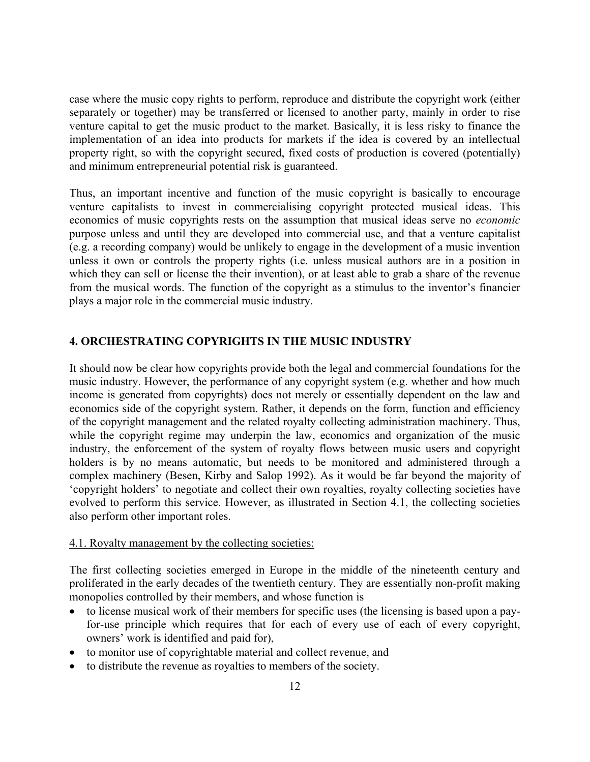case where the music copy rights to perform, reproduce and distribute the copyright work (either separately or together) may be transferred or licensed to another party, mainly in order to rise venture capital to get the music product to the market. Basically, it is less risky to finance the implementation of an idea into products for markets if the idea is covered by an intellectual property right, so with the copyright secured, fixed costs of production is covered (potentially) and minimum entrepreneurial potential risk is guaranteed.

Thus, an important incentive and function of the music copyright is basically to encourage venture capitalists to invest in commercialising copyright protected musical ideas. This economics of music copyrights rests on the assumption that musical ideas serve no *economic* purpose unless and until they are developed into commercial use, and that a venture capitalist (e.g. a recording company) would be unlikely to engage in the development of a music invention unless it own or controls the property rights (i.e. unless musical authors are in a position in which they can sell or license the their invention), or at least able to grab a share of the revenue from the musical words. The function of the copyright as a stimulus to the inventor's financier plays a major role in the commercial music industry.

## 4. ORCHESTRATING COPYRIGHTS IN THE MUSIC INDUSTRY

It should now be clear how copyrights provide both the legal and commercial foundations for the music industry. However, the performance of any copyright system (e.g. whether and how much income is generated from copyrights) does not merely or essentially dependent on the law and economics side of the copyright system. Rather, it depends on the form, function and efficiency of the copyright management and the related royalty collecting administration machinery. Thus, while the copyright regime may underpin the law, economics and organization of the music industry, the enforcement of the system of royalty flows between music users and copyright holders is by no means automatic, but needs to be monitored and administered through a complex machinery (Besen, Kirby and Salop 1992). As it would be far beyond the majority of 'copyright holders' to negotiate and collect their own royalties, royalty collecting societies have evolved to perform this service. However, as illustrated in Section 4.1, the collecting societies also perform other important roles.

### 4.1. Royalty management by the collecting societies:

The first collecting societies emerged in Europe in the middle of the nineteenth century and proliferated in the early decades of the twentieth century. They are essentially non-profit making monopolies controlled by their members, and whose function is

- to license musical work of their members for specific uses (the licensing is based upon a pay-for-use principle which requires that for each of every use of each of every copyright, owners' work is identified and paid for),
- to monitor use of copyrightable material and collect revenue, and
- to distribute the revenue as royalties to members of the society.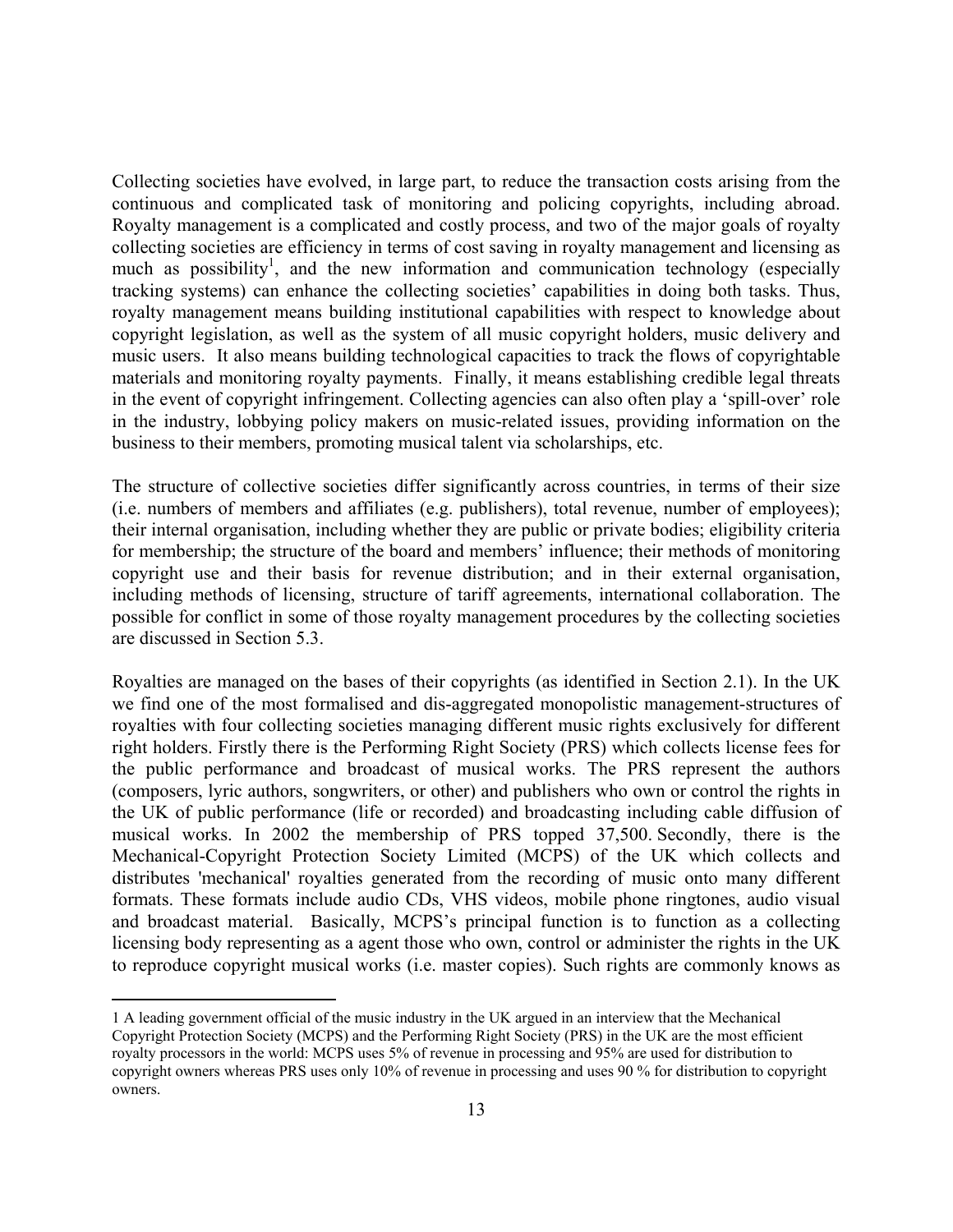Collecting societies have evolved, in large part, to reduce the transaction costs arising from the continuous and complicated task of monitoring and policing copyrights, including abroad. Royalty management is a complicated and costly process, and two of the major goals of royalty collecting societies are efficiency in terms of cost saving in royalty management and licensing as much as possibility[1], and the new information and communication technology (especially tracking systems) can enhance the collecting societies' capabilities in doing both tasks. Thus, royalty management means building institutional capabilities with respect to knowledge about copyright legislation, as well as the system of all music copyright holders, music delivery and music users. It also means building technological capacities to track the flows of copyrightable materials and monitoring royalty payments. Finally, it means establishing credible legal threats in the event of copyright infringement. Collecting agencies can also often play a 'spill-over' role in the industry, lobbying policy makers on music-related issues, providing information on the business to their members, promoting musical talent via scholarships, etc.

The structure of collective societies differ significantly across countries, in terms of their size (i.e. numbers of members and affiliates (e.g. publishers), total revenue, number of employees); their internal organisation, including whether they are public or private bodies; eligibility criteria for membership; the structure of the board and members' influence; their methods of monitoring copyright use and their basis for revenue distribution; and in their external organisation, including methods of licensing, structure of tariff agreements, international collaboration. The possible for conflict in some of those royalty management procedures by the collecting societies are discussed in Section 5.3.

Royalties are managed on the bases of their copyrights (as identified in Section 2.1). In the UK we find one of the most formalised and dis-aggregated monopolistic management-structures of royalties with four collecting societies managing different music rights exclusively for different right holders. Firstly there is the Performing Right Society (PRS) which collects license fees for the public performance and broadcast of musical works. The PRS represent the authors (composers, lyric authors, songwriters, or other) and publishers who own or control the rights in the UK of public performance (life or recorded) and broadcasting including cable diffusion of musical works. In 2002 the membership of PRS topped 37,500. Secondly, there is the Mechanical-Copyright Protection Society Limited (MCPS) of the UK which collects and distributes 'mechanical' royalties generated from the recording of music onto many different formats. These formats include audio CDs, VHS videos, mobile phone ringtones, audio visual and broadcast material. Basically, MCPS's principal function is to function as a collecting licensing body representing as a agent those who own, control or administer the rights in the UK to reproduce copyright musical works (i.e. master copies). Such rights are commonly knows as

---

[1] A leading government official of the music industry in the UK argued in an interview that the Mechanical Copyright Protection Society (MCPS) and the Performing Right Society (PRS) in the UK are the most efficient royalty processors in the world: MCPS uses 5% of revenue in processing and 95% are used for distribution to copyright owners whereas PRS uses only 10% of revenue in processing and uses 90 % for distribution to copyright owners.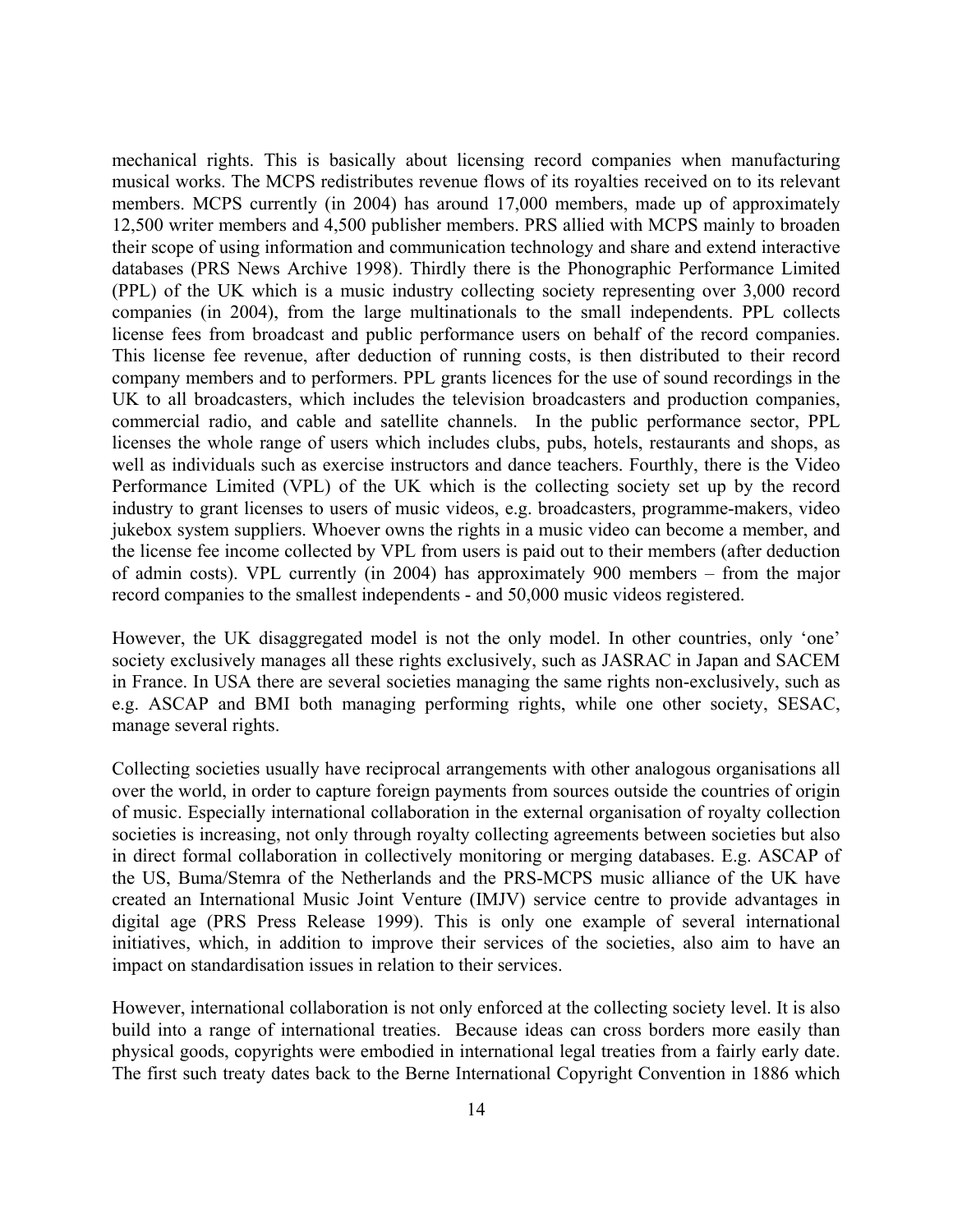mechanical rights. This is basically about licensing record companies when manufacturing musical works. The MCPS redistributes revenue flows of its royalties received on to its relevant members. MCPS currently (in 2004) has around 17,000 members, made up of approximately 12,500 writer members and 4,500 publisher members. PRS allied with MCPS mainly to broaden their scope of using information and communication technology and share and extend interactive databases (PRS News Archive 1998). Thirdly there is the Phonographic Performance Limited (PPL) of the UK which is a music industry collecting society representing over 3,000 record companies (in 2004), from the large multinationals to the small independents. PPL collects license fees from broadcast and public performance users on behalf of the record companies. This license fee revenue, after deduction of running costs, is then distributed to their record company members and to performers. PPL grants licences for the use of sound recordings in the UK to all broadcasters, which includes the television broadcasters and production companies, commercial radio, and cable and satellite channels. In the public performance sector, PPL licenses the whole range of users which includes clubs, pubs, hotels, restaurants and shops, as well as individuals such as exercise instructors and dance teachers. Fourthly, there is the Video Performance Limited (VPL) of the UK which is the collecting society set up by the record industry to grant licenses to users of music videos, e.g. broadcasters, programme-makers, video jukebox system suppliers. Whoever owns the rights in a music video can become a member, and the license fee income collected by VPL from users is paid out to their members (after deduction of admin costs). VPL currently (in 2004) has approximately 900 members – from the major record companies to the smallest independents - and 50,000 music videos registered.

However, the UK disaggregated model is not the only model. In other countries, only 'one' society exclusively manages all these rights exclusively, such as JASRAC in Japan and SACEM in France. In USA there are several societies managing the same rights non-exclusively, such as e.g. ASCAP and BMI both managing performing rights, while one other society, SESAC, manage several rights.

Collecting societies usually have reciprocal arrangements with other analogous organisations all over the world, in order to capture foreign payments from sources outside the countries of origin of music. Especially international collaboration in the external organisation of royalty collection societies is increasing, not only through royalty collecting agreements between societies but also in direct formal collaboration in collectively monitoring or merging databases. E.g. ASCAP of the US, Buma/Stemra of the Netherlands and the PRS-MCPS music alliance of the UK have created an International Music Joint Venture (IMJV) service centre to provide advantages in digital age (PRS Press Release 1999). This is only one example of several international initiatives, which, in addition to improve their services of the societies, also aim to have an impact on standardisation issues in relation to their services.

However, international collaboration is not only enforced at the collecting society level. It is also build into a range of international treaties. Because ideas can cross borders more easily than physical goods, copyrights were embodied in international legal treaties from a fairly early date. The first such treaty dates back to the Berne International Copyright Convention in 1886 which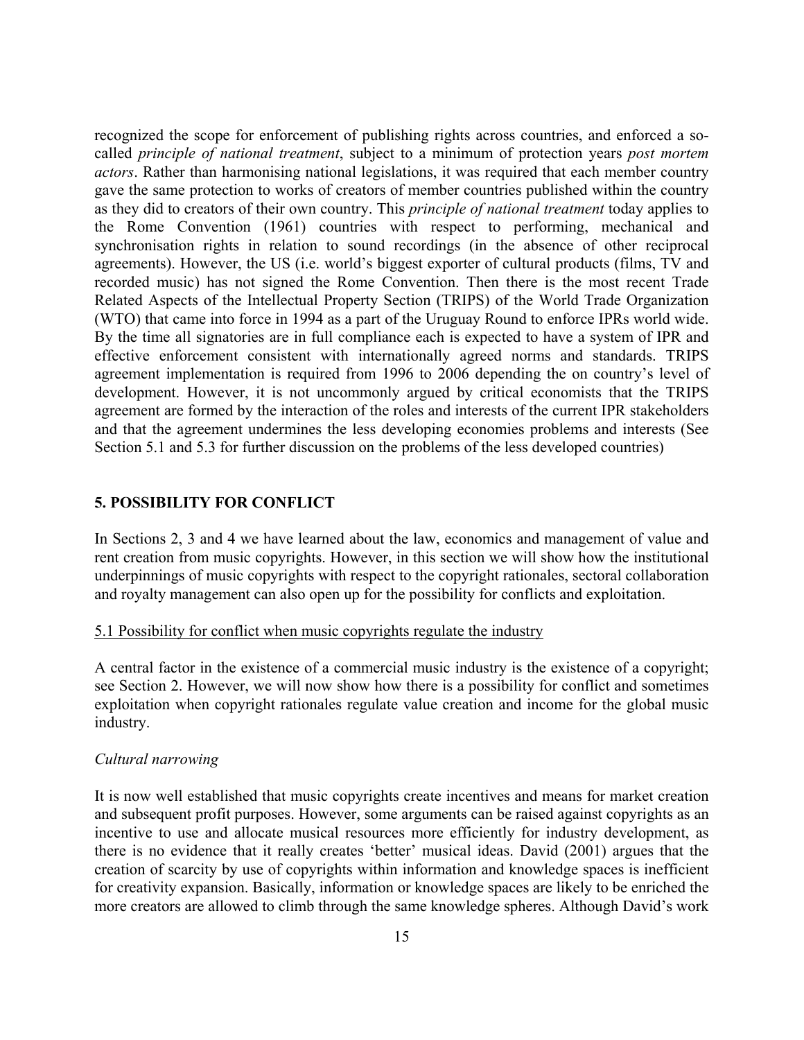recognized the scope for enforcement of publishing rights across countries, and enforced a so-called *principle of national treatment*, subject to a minimum of protection years *post mortem actors*. Rather than harmonising national legislations, it was required that each member country gave the same protection to works of creators of member countries published within the country as they did to creators of their own country. This *principle of national treatment* today applies to the Rome Convention (1961) countries with respect to performing, mechanical and synchronisation rights in relation to sound recordings (in the absence of other reciprocal agreements). However, the US (i.e. world's biggest exporter of cultural products (films, TV and recorded music) has not signed the Rome Convention. Then there is the most recent Trade Related Aspects of the Intellectual Property Section (TRIPS) of the World Trade Organization (WTO) that came into force in 1994 as a part of the Uruguay Round to enforce IPRs world wide. By the time all signatories are in full compliance each is expected to have a system of IPR and effective enforcement consistent with internationally agreed norms and standards. TRIPS agreement implementation is required from 1996 to 2006 depending the on country's level of development. However, it is not uncommonly argued by critical economists that the TRIPS agreement are formed by the interaction of the roles and interests of the current IPR stakeholders and that the agreement undermines the less developing economies problems and interests (See Section 5.1 and 5.3 for further discussion on the problems of the less developed countries)

## 5. POSSIBILITY FOR CONFLICT

In Sections 2, 3 and 4 we have learned about the law, economics and management of value and rent creation from music copyrights. However, in this section we will show how the institutional underpinnings of music copyrights with respect to the copyright rationales, sectoral collaboration and royalty management can also open up for the possibility for conflicts and exploitation.

### 5.1 Possibility for conflict when music copyrights regulate the industry

A central factor in the existence of a commercial music industry is the existence of a copyright; see Section 2. However, we will now show how there is a possibility for conflict and sometimes exploitation when copyright rationales regulate value creation and income for the global music industry.

*Cultural narrowing*

It is now well established that music copyrights create incentives and means for market creation and subsequent profit purposes. However, some arguments can be raised against copyrights as an incentive to use and allocate musical resources more efficiently for industry development, as there is no evidence that it really creates 'better' musical ideas. David (2001) argues that the creation of scarcity by use of copyrights within information and knowledge spaces is inefficient for creativity expansion. Basically, information or knowledge spaces are likely to be enriched the more creators are allowed to climb through the same knowledge spheres. Although David's work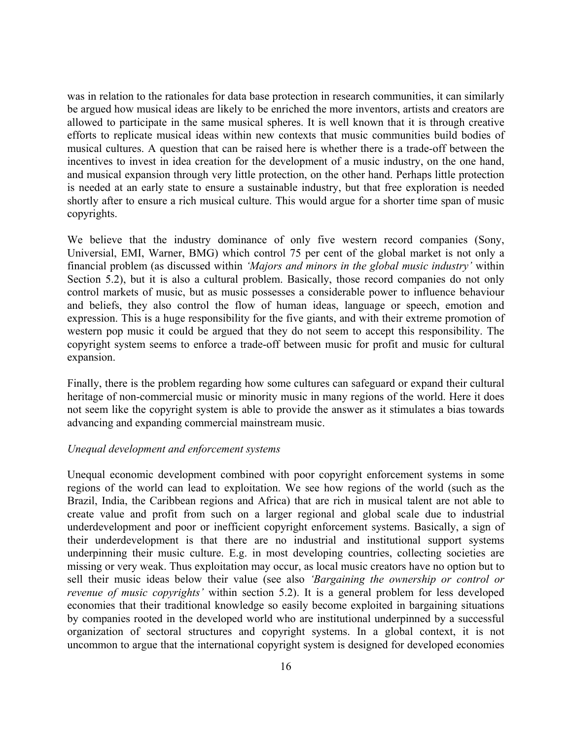was in relation to the rationales for data base protection in research communities, it can similarly be argued how musical ideas are likely to be enriched the more inventors, artists and creators are allowed to participate in the same musical spheres. It is well known that it is through creative efforts to replicate musical ideas within new contexts that music communities build bodies of musical cultures. A question that can be raised here is whether there is a trade-off between the incentives to invest in idea creation for the development of a music industry, on the one hand, and musical expansion through very little protection, on the other hand. Perhaps little protection is needed at an early state to ensure a sustainable industry, but that free exploration is needed shortly after to ensure a rich musical culture. This would argue for a shorter time span of music copyrights.

We believe that the industry dominance of only five western record companies (Sony, Universial, EMI, Warner, BMG) which control 75 per cent of the global market is not only a financial problem (as discussed within *'Majors and minors in the global music industry'* within Section 5.2), but it is also a cultural problem. Basically, those record companies do not only control markets of music, but as music possesses a considerable power to influence behaviour and beliefs, they also control the flow of human ideas, language or speech, emotion and expression. This is a huge responsibility for the five giants, and with their extreme promotion of western pop music it could be argued that they do not seem to accept this responsibility. The copyright system seems to enforce a trade-off between music for profit and music for cultural expansion.

Finally, there is the problem regarding how some cultures can safeguard or expand their cultural heritage of non-commercial music or minority music in many regions of the world. Here it does not seem like the copyright system is able to provide the answer as it stimulates a bias towards advancing and expanding commercial mainstream music.

*Unequal development and enforcement systems*

Unequal economic development combined with poor copyright enforcement systems in some regions of the world can lead to exploitation. We see how regions of the world (such as the Brazil, India, the Caribbean regions and Africa) that are rich in musical talent are not able to create value and profit from such on a larger regional and global scale due to industrial underdevelopment and poor or inefficient copyright enforcement systems. Basically, a sign of their underdevelopment is that there are no industrial and institutional support systems underpinning their music culture. E.g. in most developing countries, collecting societies are missing or very weak. Thus exploitation may occur, as local music creators have no option but to sell their music ideas below their value (see also *'Bargaining the ownership or control or revenue of music copyrights'* within section 5.2). It is a general problem for less developed economies that their traditional knowledge so easily become exploited in bargaining situations by companies rooted in the developed world who are institutional underpinned by a successful organization of sectoral structures and copyright systems. In a global context, it is not uncommon to argue that the international copyright system is designed for developed economies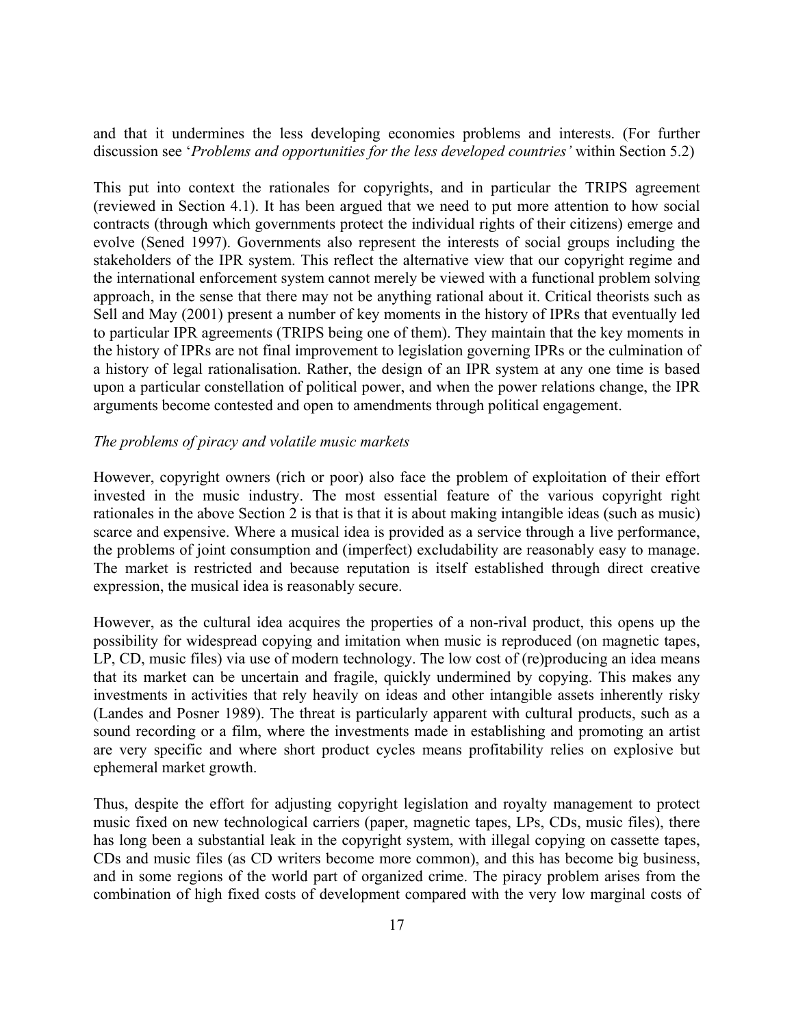and that it undermines the less developing economies problems and interests. (For further discussion see '*Problems and opportunities for the less developed countries'* within Section 5.2)

This put into context the rationales for copyrights, and in particular the TRIPS agreement (reviewed in Section 4.1). It has been argued that we need to put more attention to how social contracts (through which governments protect the individual rights of their citizens) emerge and evolve (Sened 1997). Governments also represent the interests of social groups including the stakeholders of the IPR system. This reflect the alternative view that our copyright regime and the international enforcement system cannot merely be viewed with a functional problem solving approach, in the sense that there may not be anything rational about it. Critical theorists such as Sell and May (2001) present a number of key moments in the history of IPRs that eventually led to particular IPR agreements (TRIPS being one of them). They maintain that the key moments in the history of IPRs are not final improvement to legislation governing IPRs or the culmination of a history of legal rationalisation. Rather, the design of an IPR system at any one time is based upon a particular constellation of political power, and when the power relations change, the IPR arguments become contested and open to amendments through political engagement.

*The problems of piracy and volatile music markets*

However, copyright owners (rich or poor) also face the problem of exploitation of their effort invested in the music industry. The most essential feature of the various copyright right rationales in the above Section 2 is that is that it is about making intangible ideas (such as music) scarce and expensive. Where a musical idea is provided as a service through a live performance, the problems of joint consumption and (imperfect) excludability are reasonably easy to manage. The market is restricted and because reputation is itself established through direct creative expression, the musical idea is reasonably secure.

However, as the cultural idea acquires the properties of a non-rival product, this opens up the possibility for widespread copying and imitation when music is reproduced (on magnetic tapes, LP, CD, music files) via use of modern technology. The low cost of (re)producing an idea means that its market can be uncertain and fragile, quickly undermined by copying. This makes any investments in activities that rely heavily on ideas and other intangible assets inherently risky (Landes and Posner 1989). The threat is particularly apparent with cultural products, such as a sound recording or a film, where the investments made in establishing and promoting an artist are very specific and where short product cycles means profitability relies on explosive but ephemeral market growth.

Thus, despite the effort for adjusting copyright legislation and royalty management to protect music fixed on new technological carriers (paper, magnetic tapes, LPs, CDs, music files), there has long been a substantial leak in the copyright system, with illegal copying on cassette tapes, CDs and music files (as CD writers become more common), and this has become big business, and in some regions of the world part of organized crime. The piracy problem arises from the combination of high fixed costs of development compared with the very low marginal costs of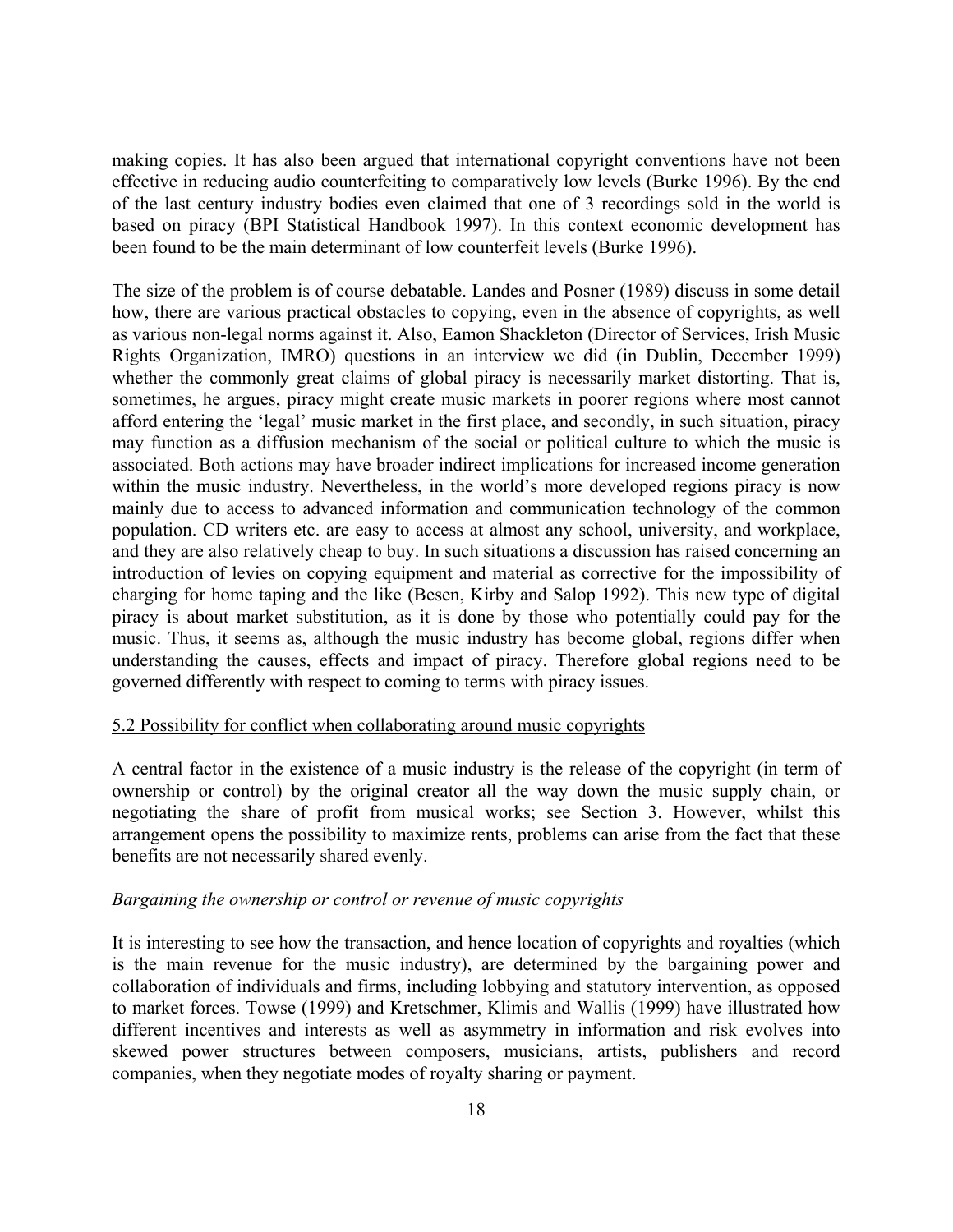making copies. It has also been argued that international copyright conventions have not been effective in reducing audio counterfeiting to comparatively low levels (Burke 1996). By the end of the last century industry bodies even claimed that one of 3 recordings sold in the world is based on piracy (BPI Statistical Handbook 1997). In this context economic development has been found to be the main determinant of low counterfeit levels (Burke 1996).

The size of the problem is of course debatable. Landes and Posner (1989) discuss in some detail how, there are various practical obstacles to copying, even in the absence of copyrights, as well as various non-legal norms against it. Also, Eamon Shackleton (Director of Services, Irish Music Rights Organization, IMRO) questions in an interview we did (in Dublin, December 1999) whether the commonly great claims of global piracy is necessarily market distorting. That is, sometimes, he argues, piracy might create music markets in poorer regions where most cannot afford entering the 'legal' music market in the first place, and secondly, in such situation, piracy may function as a diffusion mechanism of the social or political culture to which the music is associated. Both actions may have broader indirect implications for increased income generation within the music industry. Nevertheless, in the world's more developed regions piracy is now mainly due to access to advanced information and communication technology of the common population. CD writers etc. are easy to access at almost any school, university, and workplace, and they are also relatively cheap to buy. In such situations a discussion has raised concerning an introduction of levies on copying equipment and material as corrective for the impossibility of charging for home taping and the like (Besen, Kirby and Salop 1992). This new type of digital piracy is about market substitution, as it is done by those who potentially could pay for the music. Thus, it seems as, although the music industry has become global, regions differ when understanding the causes, effects and impact of piracy. Therefore global regions need to be governed differently with respect to coming to terms with piracy issues.

### 5.2 Possibility for conflict when collaborating around music copyrights

A central factor in the existence of a music industry is the release of the copyright (in term of ownership or control) by the original creator all the way down the music supply chain, or negotiating the share of profit from musical works; see Section 3. However, whilst this arrangement opens the possibility to maximize rents, problems can arise from the fact that these benefits are not necessarily shared evenly.

*Bargaining the ownership or control or revenue of music copyrights*

It is interesting to see how the transaction, and hence location of copyrights and royalties (which is the main revenue for the music industry), are determined by the bargaining power and collaboration of individuals and firms, including lobbying and statutory intervention, as opposed to market forces. Towse (1999) and Kretschmer, Klimis and Wallis (1999) have illustrated how different incentives and interests as well as asymmetry in information and risk evolves into skewed power structures between composers, musicians, artists, publishers and record companies, when they negotiate modes of royalty sharing or payment.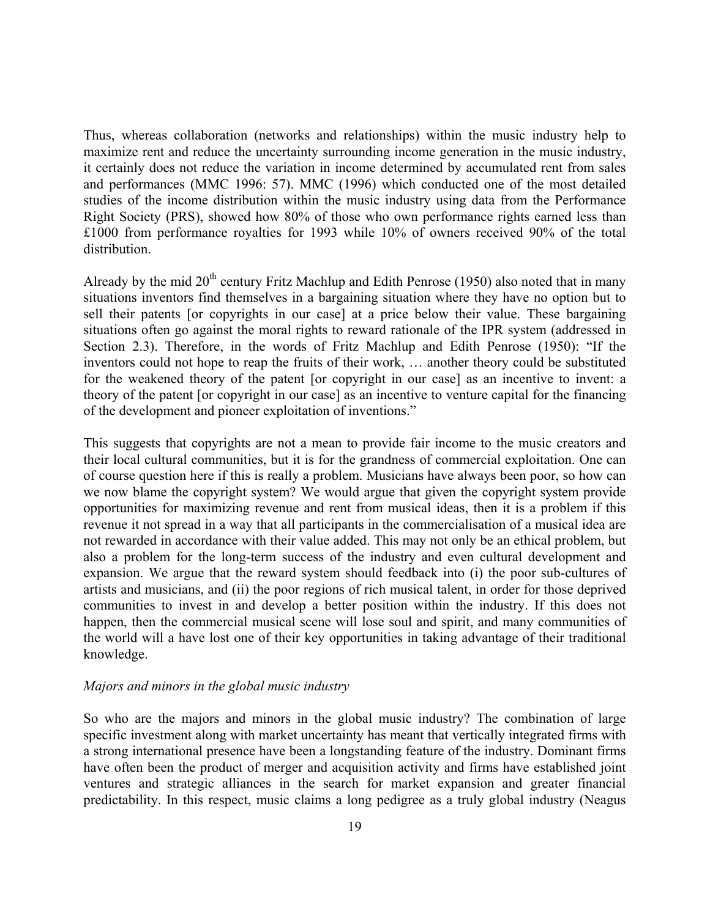Thus, whereas collaboration (networks and relationships) within the music industry help to maximize rent and reduce the uncertainty surrounding income generation in the music industry, it certainly does not reduce the variation in income determined by accumulated rent from sales and performances (MMC 1996: 57). MMC (1996) which conducted one of the most detailed studies of the income distribution within the music industry using data from the Performance Right Society (PRS), showed how 80% of those who own performance rights earned less than £1000 from performance royalties for 1993 while 10% of owners received 90% of the total distribution.

Already by the mid 20[th] century Fritz Machlup and Edith Penrose (1950) also noted that in many situations inventors find themselves in a bargaining situation where they have no option but to sell their patents [or copyrights in our case] at a price below their value. These bargaining situations often go against the moral rights to reward rationale of the IPR system (addressed in Section 2.3). Therefore, in the words of Fritz Machlup and Edith Penrose (1950): "If the inventors could not hope to reap the fruits of their work, … another theory could be substituted for the weakened theory of the patent [or copyright in our case] as an incentive to invent: a theory of the patent [or copyright in our case] as an incentive to venture capital for the financing of the development and pioneer exploitation of inventions."

This suggests that copyrights are not a mean to provide fair income to the music creators and their local cultural communities, but it is for the grandness of commercial exploitation. One can of course question here if this is really a problem. Musicians have always been poor, so how can we now blame the copyright system? We would argue that given the copyright system provide opportunities for maximizing revenue and rent from musical ideas, then it is a problem if this revenue it not spread in a way that all participants in the commercialisation of a musical idea are not rewarded in accordance with their value added. This may not only be an ethical problem, but also a problem for the long-term success of the industry and even cultural development and expansion. We argue that the reward system should feedback into (i) the poor sub-cultures of artists and musicians, and (ii) the poor regions of rich musical talent, in order for those deprived communities to invest in and develop a better position within the industry. If this does not happen, then the commercial musical scene will lose soul and spirit, and many communities of the world will a have lost one of their key opportunities in taking advantage of their traditional knowledge.

*Majors and minors in the global music industry*

So who are the majors and minors in the global music industry? The combination of large specific investment along with market uncertainty has meant that vertically integrated firms with a strong international presence have been a longstanding feature of the industry. Dominant firms have often been the product of merger and acquisition activity and firms have established joint ventures and strategic alliances in the search for market expansion and greater financial predictability. In this respect, music claims a long pedigree as a truly global industry (Neagus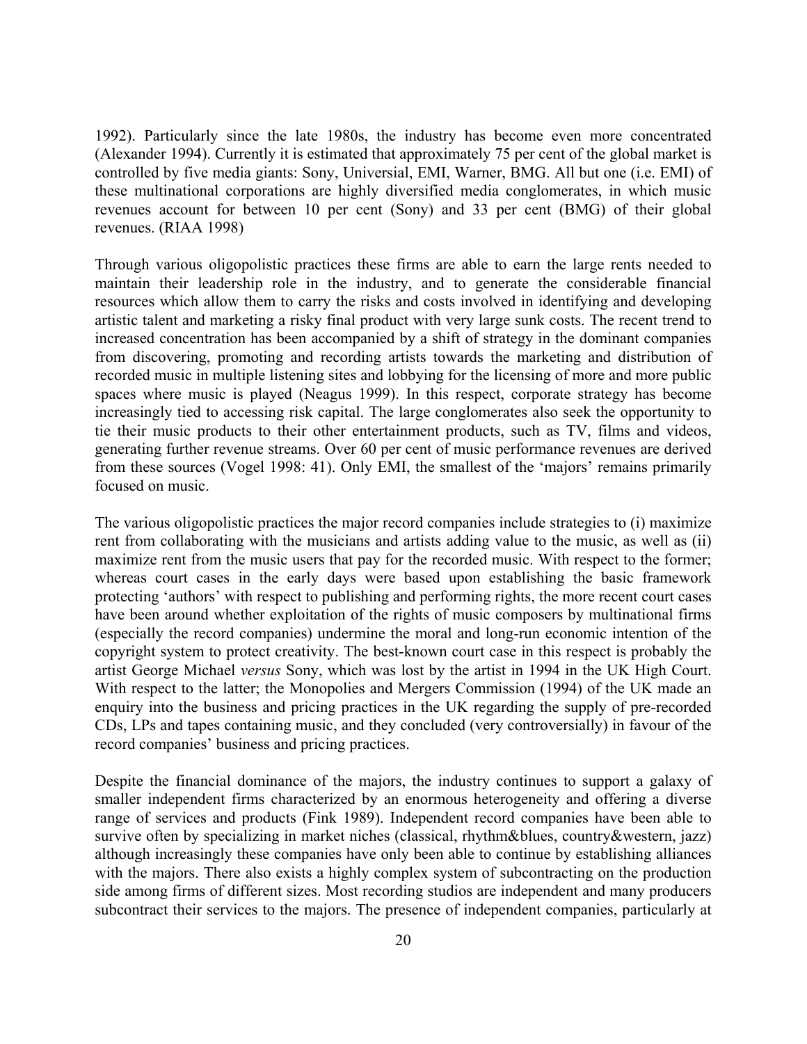1992). Particularly since the late 1980s, the industry has become even more concentrated (Alexander 1994). Currently it is estimated that approximately 75 per cent of the global market is controlled by five media giants: Sony, Universial, EMI, Warner, BMG. All but one (i.e. EMI) of these multinational corporations are highly diversified media conglomerates, in which music revenues account for between 10 per cent (Sony) and 33 per cent (BMG) of their global revenues. (RIAA 1998)

Through various oligopolistic practices these firms are able to earn the large rents needed to maintain their leadership role in the industry, and to generate the considerable financial resources which allow them to carry the risks and costs involved in identifying and developing artistic talent and marketing a risky final product with very large sunk costs. The recent trend to increased concentration has been accompanied by a shift of strategy in the dominant companies from discovering, promoting and recording artists towards the marketing and distribution of recorded music in multiple listening sites and lobbying for the licensing of more and more public spaces where music is played (Neagus 1999). In this respect, corporate strategy has become increasingly tied to accessing risk capital. The large conglomerates also seek the opportunity to tie their music products to their other entertainment products, such as TV, films and videos, generating further revenue streams. Over 60 per cent of music performance revenues are derived from these sources (Vogel 1998: 41). Only EMI, the smallest of the 'majors' remains primarily focused on music.

The various oligopolistic practices the major record companies include strategies to (i) maximize rent from collaborating with the musicians and artists adding value to the music, as well as (ii) maximize rent from the music users that pay for the recorded music. With respect to the former; whereas court cases in the early days were based upon establishing the basic framework protecting 'authors' with respect to publishing and performing rights, the more recent court cases have been around whether exploitation of the rights of music composers by multinational firms (especially the record companies) undermine the moral and long-run economic intention of the copyright system to protect creativity. The best-known court case in this respect is probably the artist George Michael *versus* Sony, which was lost by the artist in 1994 in the UK High Court. With respect to the latter; the Monopolies and Mergers Commission (1994) of the UK made an enquiry into the business and pricing practices in the UK regarding the supply of pre-recorded CDs, LPs and tapes containing music, and they concluded (very controversially) in favour of the record companies' business and pricing practices.

Despite the financial dominance of the majors, the industry continues to support a galaxy of smaller independent firms characterized by an enormous heterogeneity and offering a diverse range of services and products (Fink 1989). Independent record companies have been able to survive often by specializing in market niches (classical, rhythm&blues, country&western, jazz) although increasingly these companies have only been able to continue by establishing alliances with the majors. There also exists a highly complex system of subcontracting on the production side among firms of different sizes. Most recording studios are independent and many producers subcontract their services to the majors. The presence of independent companies, particularly at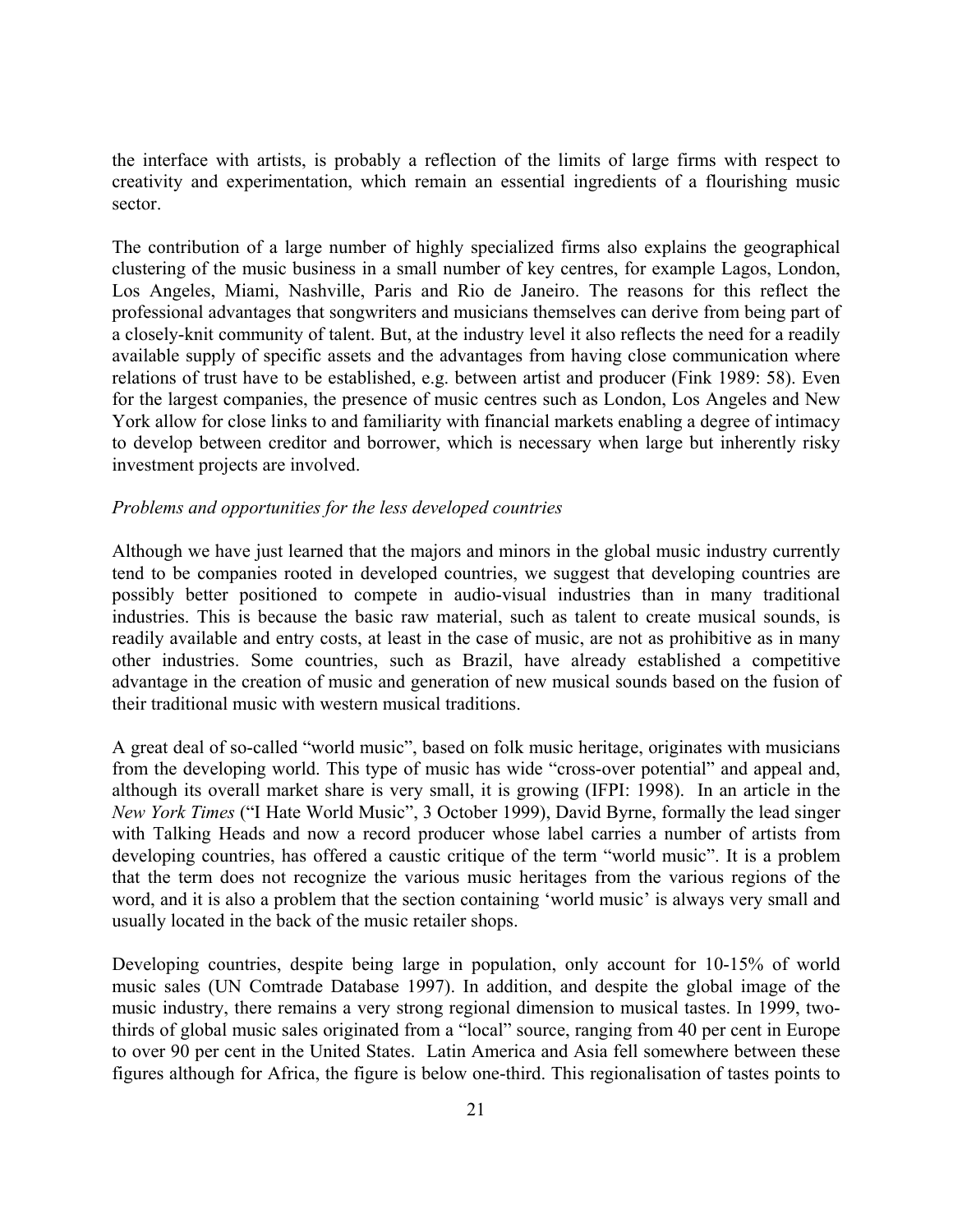the interface with artists, is probably a reflection of the limits of large firms with respect to creativity and experimentation, which remain an essential ingredients of a flourishing music sector.

The contribution of a large number of highly specialized firms also explains the geographical clustering of the music business in a small number of key centres, for example Lagos, London, Los Angeles, Miami, Nashville, Paris and Rio de Janeiro. The reasons for this reflect the professional advantages that songwriters and musicians themselves can derive from being part of a closely-knit community of talent. But, at the industry level it also reflects the need for a readily available supply of specific assets and the advantages from having close communication where relations of trust have to be established, e.g. between artist and producer (Fink 1989: 58). Even for the largest companies, the presence of music centres such as London, Los Angeles and New York allow for close links to and familiarity with financial markets enabling a degree of intimacy to develop between creditor and borrower, which is necessary when large but inherently risky investment projects are involved.

*Problems and opportunities for the less developed countries*

Although we have just learned that the majors and minors in the global music industry currently tend to be companies rooted in developed countries, we suggest that developing countries are possibly better positioned to compete in audio-visual industries than in many traditional industries. This is because the basic raw material, such as talent to create musical sounds, is readily available and entry costs, at least in the case of music, are not as prohibitive as in many other industries. Some countries, such as Brazil, have already established a competitive advantage in the creation of music and generation of new musical sounds based on the fusion of their traditional music with western musical traditions.

A great deal of so-called "world music", based on folk music heritage, originates with musicians from the developing world. This type of music has wide "cross-over potential" and appeal and, although its overall market share is very small, it is growing (IFPI: 1998). In an article in the *New York Times* ("I Hate World Music", 3 October 1999), David Byrne, formally the lead singer with Talking Heads and now a record producer whose label carries a number of artists from developing countries, has offered a caustic critique of the term "world music". It is a problem that the term does not recognize the various music heritages from the various regions of the word, and it is also a problem that the section containing 'world music' is always very small and usually located in the back of the music retailer shops.

Developing countries, despite being large in population, only account for 10-15% of world music sales (UN Comtrade Database 1997). In addition, and despite the global image of the music industry, there remains a very strong regional dimension to musical tastes. In 1999, two-thirds of global music sales originated from a "local" source, ranging from 40 per cent in Europe to over 90 per cent in the United States. Latin America and Asia fell somewhere between these figures although for Africa, the figure is below one-third. This regionalisation of tastes points to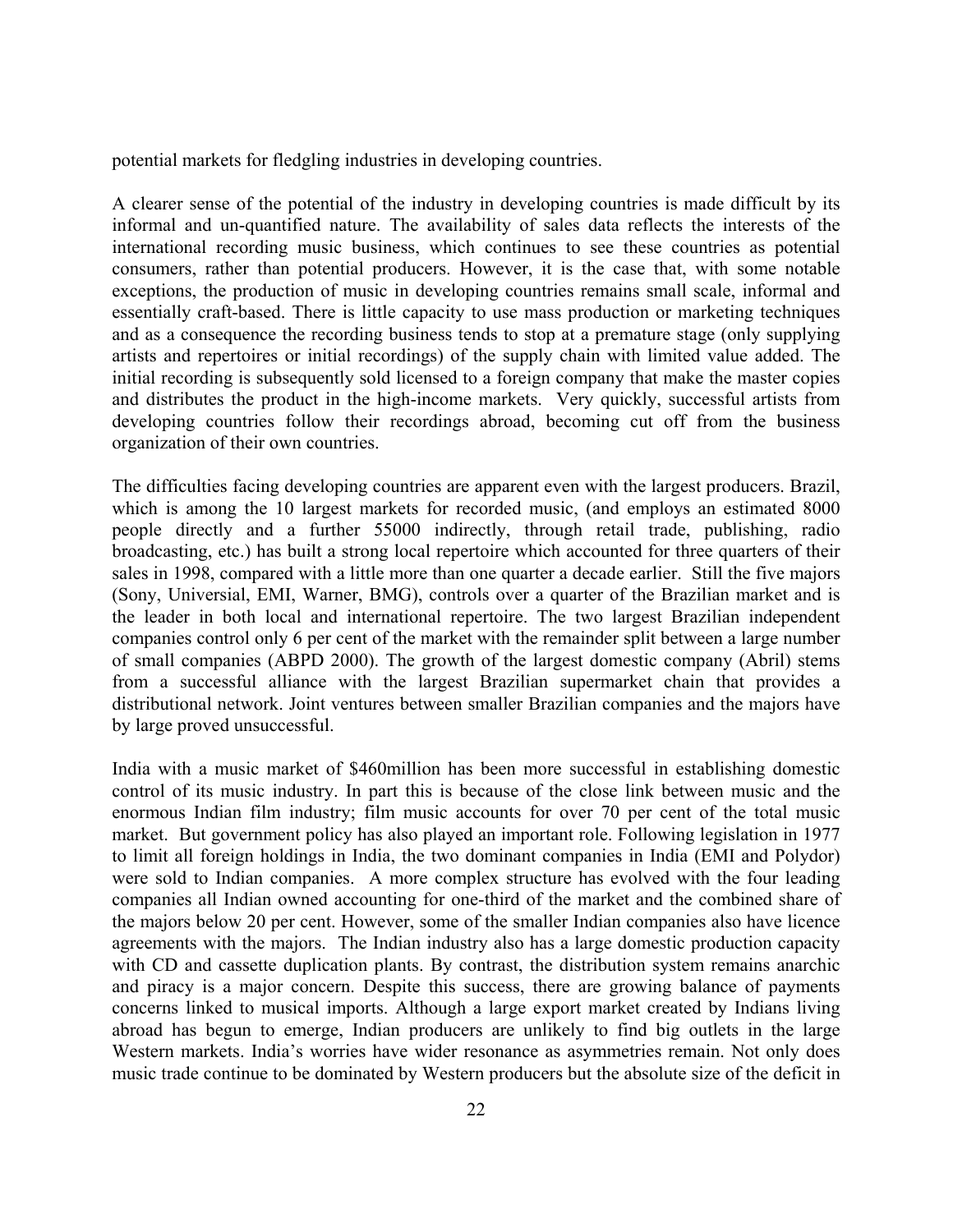potential markets for fledgling industries in developing countries.

A clearer sense of the potential of the industry in developing countries is made difficult by its informal and un-quantified nature. The availability of sales data reflects the interests of the international recording music business, which continues to see these countries as potential consumers, rather than potential producers. However, it is the case that, with some notable exceptions, the production of music in developing countries remains small scale, informal and essentially craft-based. There is little capacity to use mass production or marketing techniques and as a consequence the recording business tends to stop at a premature stage (only supplying artists and repertoires or initial recordings) of the supply chain with limited value added. The initial recording is subsequently sold licensed to a foreign company that make the master copies and distributes the product in the high-income markets. Very quickly, successful artists from developing countries follow their recordings abroad, becoming cut off from the business organization of their own countries.

The difficulties facing developing countries are apparent even with the largest producers. Brazil, which is among the 10 largest markets for recorded music, (and employs an estimated 8000 people directly and a further 55000 indirectly, through retail trade, publishing, radio broadcasting, etc.) has built a strong local repertoire which accounted for three quarters of their sales in 1998, compared with a little more than one quarter a decade earlier. Still the five majors (Sony, Universial, EMI, Warner, BMG), controls over a quarter of the Brazilian market and is the leader in both local and international repertoire. The two largest Brazilian independent companies control only 6 per cent of the market with the remainder split between a large number of small companies (ABPD 2000). The growth of the largest domestic company (Abril) stems from a successful alliance with the largest Brazilian supermarket chain that provides a distributional network. Joint ventures between smaller Brazilian companies and the majors have by large proved unsuccessful.

India with a music market of $460million has been more successful in establishing domestic control of its music industry. In part this is because of the close link between music and the enormous Indian film industry; film music accounts for over 70 per cent of the total music market. But government policy has also played an important role. Following legislation in 1977 to limit all foreign holdings in India, the two dominant companies in India (EMI and Polydor) were sold to Indian companies. A more complex structure has evolved with the four leading companies all Indian owned accounting for one-third of the market and the combined share of the majors below 20 per cent. However, some of the smaller Indian companies also have licence agreements with the majors. The Indian industry also has a large domestic production capacity with CD and cassette duplication plants. By contrast, the distribution system remains anarchic and piracy is a major concern. Despite this success, there are growing balance of payments concerns linked to musical imports. Although a large export market created by Indians living abroad has begun to emerge, Indian producers are unlikely to find big outlets in the large Western markets. India's worries have wider resonance as asymmetries remain. Not only does music trade continue to be dominated by Western producers but the absolute size of the deficit in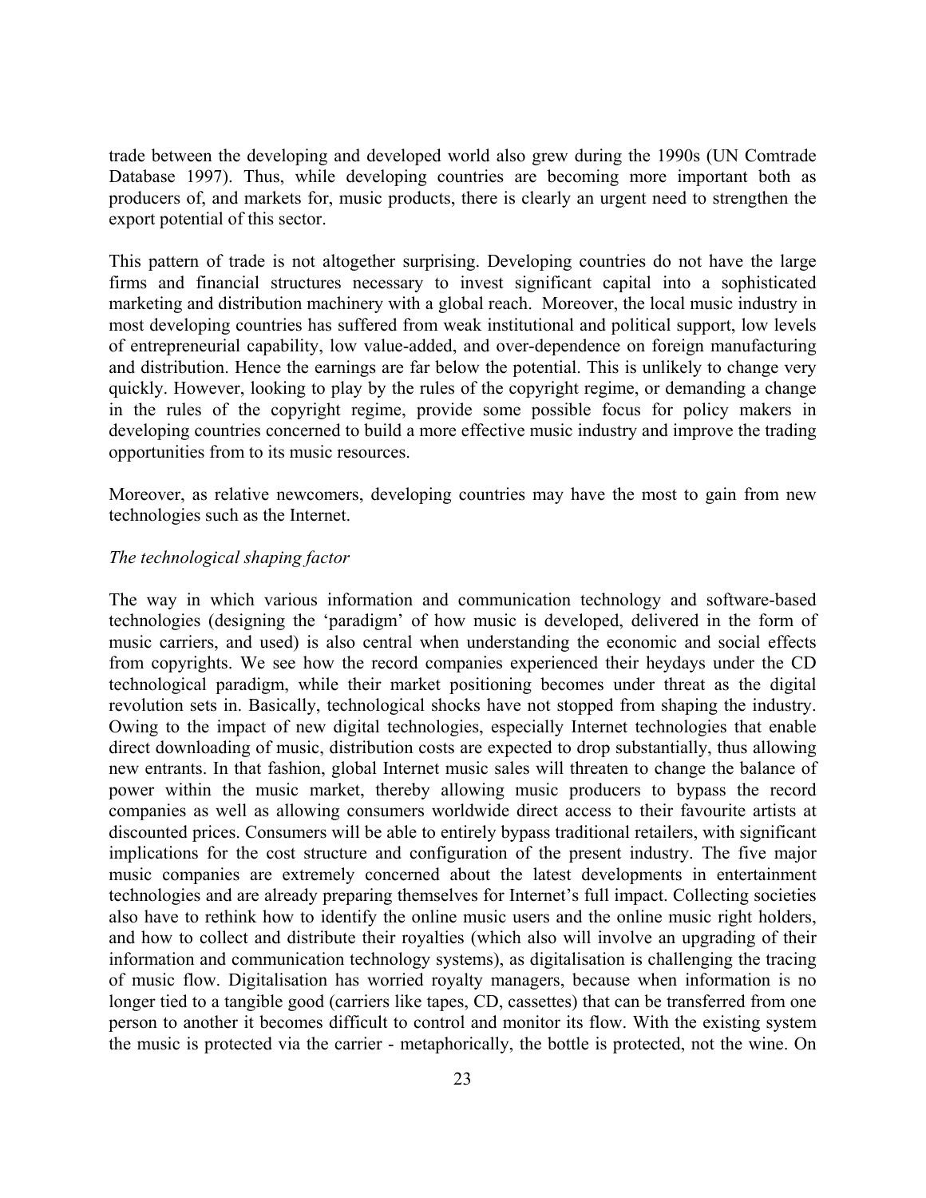trade between the developing and developed world also grew during the 1990s (UN Comtrade Database 1997). Thus, while developing countries are becoming more important both as producers of, and markets for, music products, there is clearly an urgent need to strengthen the export potential of this sector.

This pattern of trade is not altogether surprising. Developing countries do not have the large firms and financial structures necessary to invest significant capital into a sophisticated marketing and distribution machinery with a global reach. Moreover, the local music industry in most developing countries has suffered from weak institutional and political support, low levels of entrepreneurial capability, low value-added, and over-dependence on foreign manufacturing and distribution. Hence the earnings are far below the potential. This is unlikely to change very quickly. However, looking to play by the rules of the copyright regime, or demanding a change in the rules of the copyright regime, provide some possible focus for policy makers in developing countries concerned to build a more effective music industry and improve the trading opportunities from to its music resources.

Moreover, as relative newcomers, developing countries may have the most to gain from new technologies such as the Internet.

*The technological shaping factor*

The way in which various information and communication technology and software-based technologies (designing the 'paradigm' of how music is developed, delivered in the form of music carriers, and used) is also central when understanding the economic and social effects from copyrights. We see how the record companies experienced their heydays under the CD technological paradigm, while their market positioning becomes under threat as the digital revolution sets in. Basically, technological shocks have not stopped from shaping the industry. Owing to the impact of new digital technologies, especially Internet technologies that enable direct downloading of music, distribution costs are expected to drop substantially, thus allowing new entrants. In that fashion, global Internet music sales will threaten to change the balance of power within the music market, thereby allowing music producers to bypass the record companies as well as allowing consumers worldwide direct access to their favourite artists at discounted prices. Consumers will be able to entirely bypass traditional retailers, with significant implications for the cost structure and configuration of the present industry. The five major music companies are extremely concerned about the latest developments in entertainment technologies and are already preparing themselves for Internet's full impact. Collecting societies also have to rethink how to identify the online music users and the online music right holders, and how to collect and distribute their royalties (which also will involve an upgrading of their information and communication technology systems), as digitalisation is challenging the tracing of music flow. Digitalisation has worried royalty managers, because when information is no longer tied to a tangible good (carriers like tapes, CD, cassettes) that can be transferred from one person to another it becomes difficult to control and monitor its flow. With the existing system the music is protected via the carrier - metaphorically, the bottle is protected, not the wine. On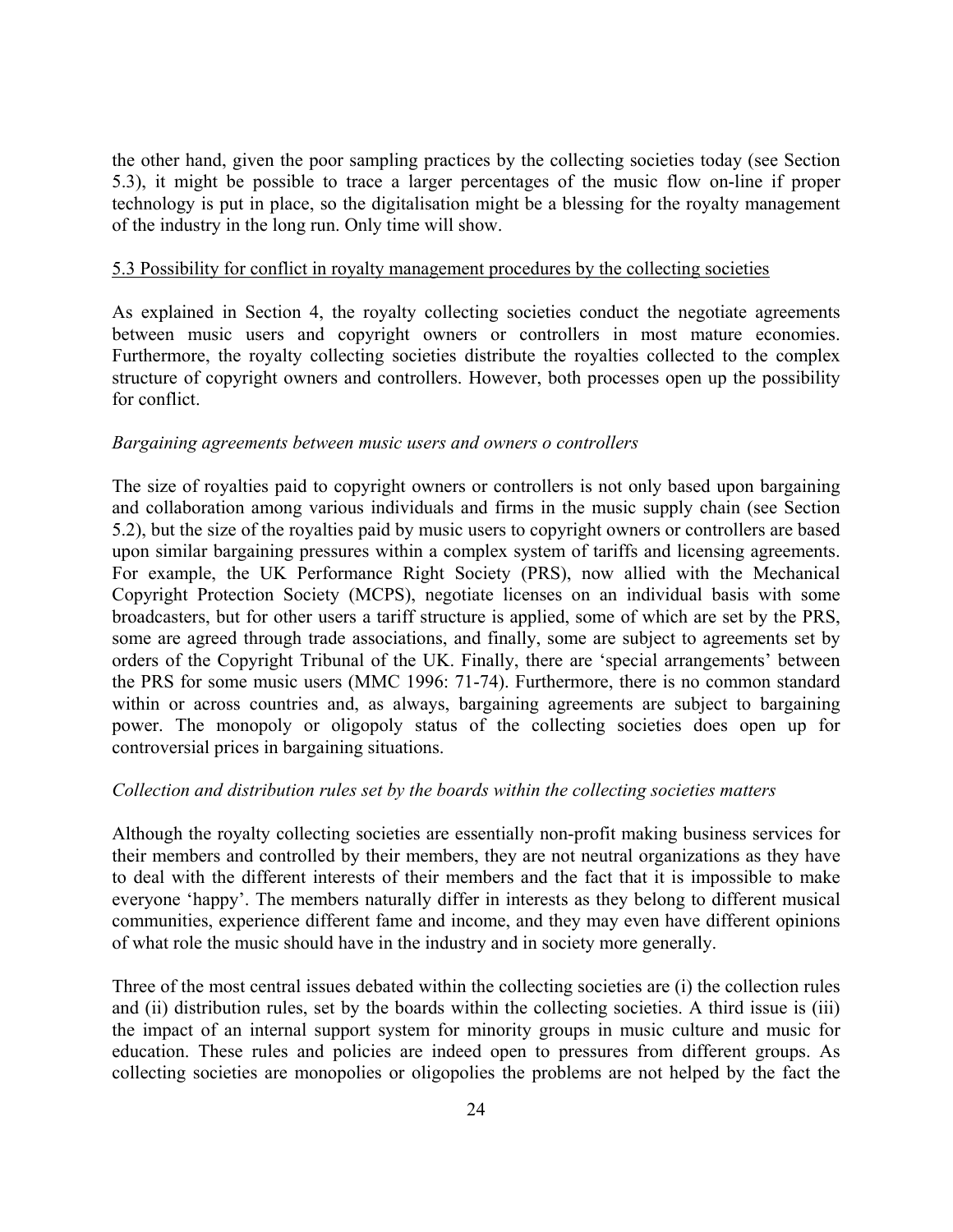the other hand, given the poor sampling practices by the collecting societies today (see Section 5.3), it might be possible to trace a larger percentages of the music flow on-line if proper technology is put in place, so the digitalisation might be a blessing for the royalty management of the industry in the long run. Only time will show.

5.3 Possibility for conflict in royalty management procedures by the collecting societies

As explained in Section 4, the royalty collecting societies conduct the negotiate agreements between music users and copyright owners or controllers in most mature economies. Furthermore, the royalty collecting societies distribute the royalties collected to the complex structure of copyright owners and controllers. However, both processes open up the possibility for conflict.

*Bargaining agreements between music users and owners o controllers*

The size of royalties paid to copyright owners or controllers is not only based upon bargaining and collaboration among various individuals and firms in the music supply chain (see Section 5.2), but the size of the royalties paid by music users to copyright owners or controllers are based upon similar bargaining pressures within a complex system of tariffs and licensing agreements. For example, the UK Performance Right Society (PRS), now allied with the Mechanical Copyright Protection Society (MCPS), negotiate licenses on an individual basis with some broadcasters, but for other users a tariff structure is applied, some of which are set by the PRS, some are agreed through trade associations, and finally, some are subject to agreements set by orders of the Copyright Tribunal of the UK. Finally, there are 'special arrangements' between the PRS for some music users (MMC 1996: 71-74). Furthermore, there is no common standard within or across countries and, as always, bargaining agreements are subject to bargaining power. The monopoly or oligopoly status of the collecting societies does open up for controversial prices in bargaining situations.

*Collection and distribution rules set by the boards within the collecting societies matters*

Although the royalty collecting societies are essentially non-profit making business services for their members and controlled by their members, they are not neutral organizations as they have to deal with the different interests of their members and the fact that it is impossible to make everyone 'happy'. The members naturally differ in interests as they belong to different musical communities, experience different fame and income, and they may even have different opinions of what role the music should have in the industry and in society more generally.

Three of the most central issues debated within the collecting societies are (i) the collection rules and (ii) distribution rules, set by the boards within the collecting societies. A third issue is (iii) the impact of an internal support system for minority groups in music culture and music for education. These rules and policies are indeed open to pressures from different groups. As collecting societies are monopolies or oligopolies the problems are not helped by the fact the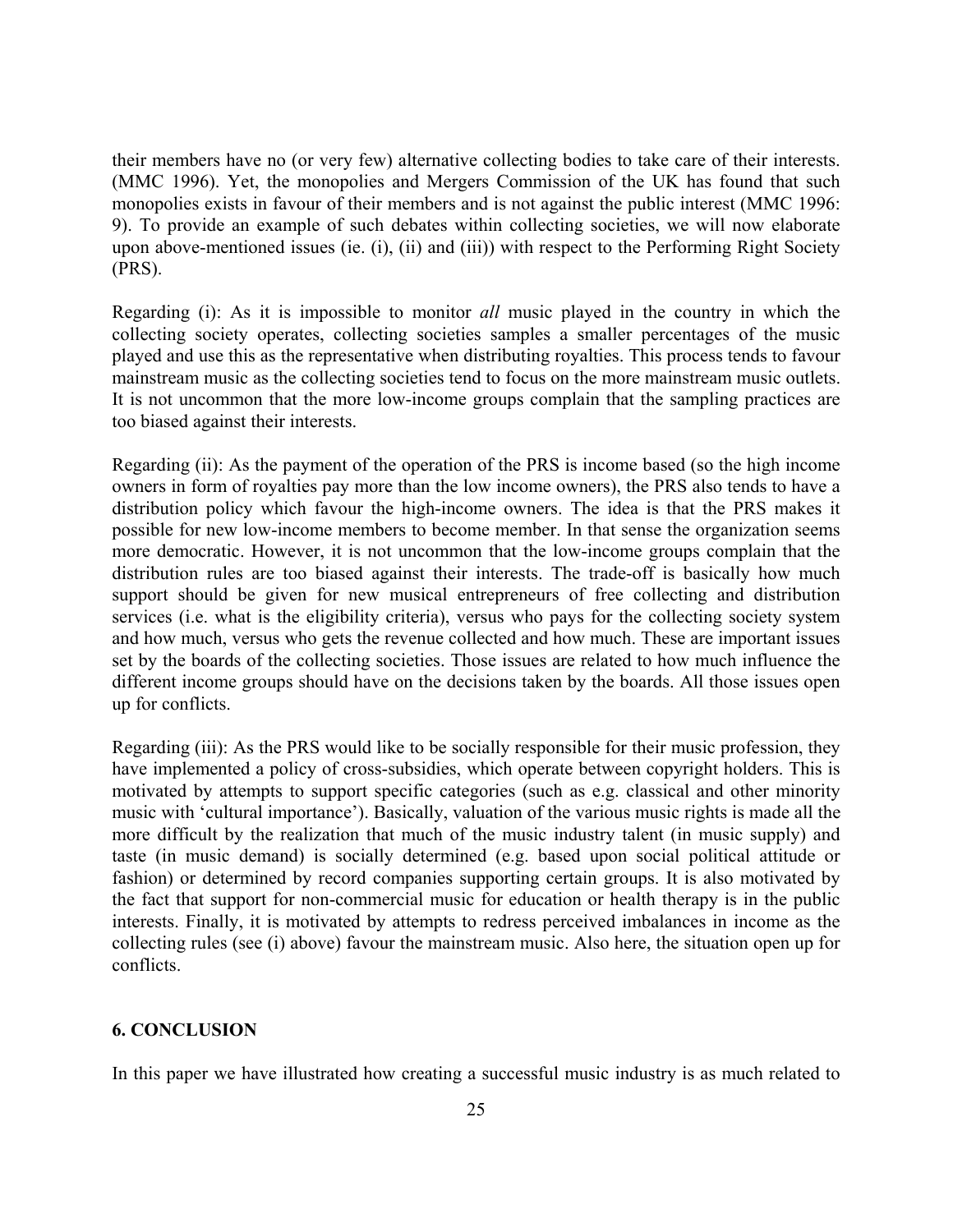their members have no (or very few) alternative collecting bodies to take care of their interests. (MMC 1996). Yet, the monopolies and Mergers Commission of the UK has found that such monopolies exists in favour of their members and is not against the public interest (MMC 1996: 9). To provide an example of such debates within collecting societies, we will now elaborate upon above-mentioned issues (ie. (i), (ii) and (iii)) with respect to the Performing Right Society (PRS).

Regarding (i): As it is impossible to monitor *all* music played in the country in which the collecting society operates, collecting societies samples a smaller percentages of the music played and use this as the representative when distributing royalties. This process tends to favour mainstream music as the collecting societies tend to focus on the more mainstream music outlets. It is not uncommon that the more low-income groups complain that the sampling practices are too biased against their interests.

Regarding (ii): As the payment of the operation of the PRS is income based (so the high income owners in form of royalties pay more than the low income owners), the PRS also tends to have a distribution policy which favour the high-income owners. The idea is that the PRS makes it possible for new low-income members to become member. In that sense the organization seems more democratic. However, it is not uncommon that the low-income groups complain that the distribution rules are too biased against their interests. The trade-off is basically how much support should be given for new musical entrepreneurs of free collecting and distribution services (i.e. what is the eligibility criteria), versus who pays for the collecting society system and how much, versus who gets the revenue collected and how much. These are important issues set by the boards of the collecting societies. Those issues are related to how much influence the different income groups should have on the decisions taken by the boards. All those issues open up for conflicts.

Regarding (iii): As the PRS would like to be socially responsible for their music profession, they have implemented a policy of cross-subsidies, which operate between copyright holders. This is motivated by attempts to support specific categories (such as e.g. classical and other minority music with 'cultural importance'). Basically, valuation of the various music rights is made all the more difficult by the realization that much of the music industry talent (in music supply) and taste (in music demand) is socially determined (e.g. based upon social political attitude or fashion) or determined by record companies supporting certain groups. It is also motivated by the fact that support for non-commercial music for education or health therapy is in the public interests. Finally, it is motivated by attempts to redress perceived imbalances in income as the collecting rules (see (i) above) favour the mainstream music. Also here, the situation open up for conflicts.

## 6. CONCLUSION

In this paper we have illustrated how creating a successful music industry is as much related to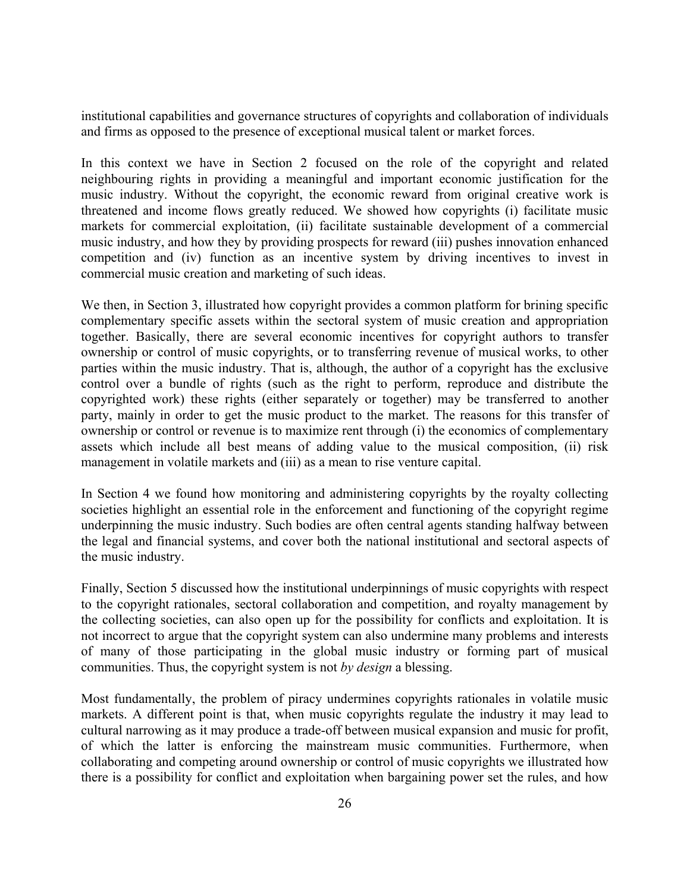institutional capabilities and governance structures of copyrights and collaboration of individuals and firms as opposed to the presence of exceptional musical talent or market forces.

In this context we have in Section 2 focused on the role of the copyright and related neighbouring rights in providing a meaningful and important economic justification for the music industry. Without the copyright, the economic reward from original creative work is threatened and income flows greatly reduced. We showed how copyrights (i) facilitate music markets for commercial exploitation, (ii) facilitate sustainable development of a commercial music industry, and how they by providing prospects for reward (iii) pushes innovation enhanced competition and (iv) function as an incentive system by driving incentives to invest in commercial music creation and marketing of such ideas.

We then, in Section 3, illustrated how copyright provides a common platform for brining specific complementary specific assets within the sectoral system of music creation and appropriation together. Basically, there are several economic incentives for copyright authors to transfer ownership or control of music copyrights, or to transferring revenue of musical works, to other parties within the music industry. That is, although, the author of a copyright has the exclusive control over a bundle of rights (such as the right to perform, reproduce and distribute the copyrighted work) these rights (either separately or together) may be transferred to another party, mainly in order to get the music product to the market. The reasons for this transfer of ownership or control or revenue is to maximize rent through (i) the economics of complementary assets which include all best means of adding value to the musical composition, (ii) risk management in volatile markets and (iii) as a mean to rise venture capital.

In Section 4 we found how monitoring and administering copyrights by the royalty collecting societies highlight an essential role in the enforcement and functioning of the copyright regime underpinning the music industry. Such bodies are often central agents standing halfway between the legal and financial systems, and cover both the national institutional and sectoral aspects of the music industry.

Finally, Section 5 discussed how the institutional underpinnings of music copyrights with respect to the copyright rationales, sectoral collaboration and competition, and royalty management by the collecting societies, can also open up for the possibility for conflicts and exploitation. It is not incorrect to argue that the copyright system can also undermine many problems and interests of many of those participating in the global music industry or forming part of musical communities. Thus, the copyright system is not *by design* a blessing.

Most fundamentally, the problem of piracy undermines copyrights rationales in volatile music markets. A different point is that, when music copyrights regulate the industry it may lead to cultural narrowing as it may produce a trade-off between musical expansion and music for profit, of which the latter is enforcing the mainstream music communities. Furthermore, when collaborating and competing around ownership or control of music copyrights we illustrated how there is a possibility for conflict and exploitation when bargaining power set the rules, and how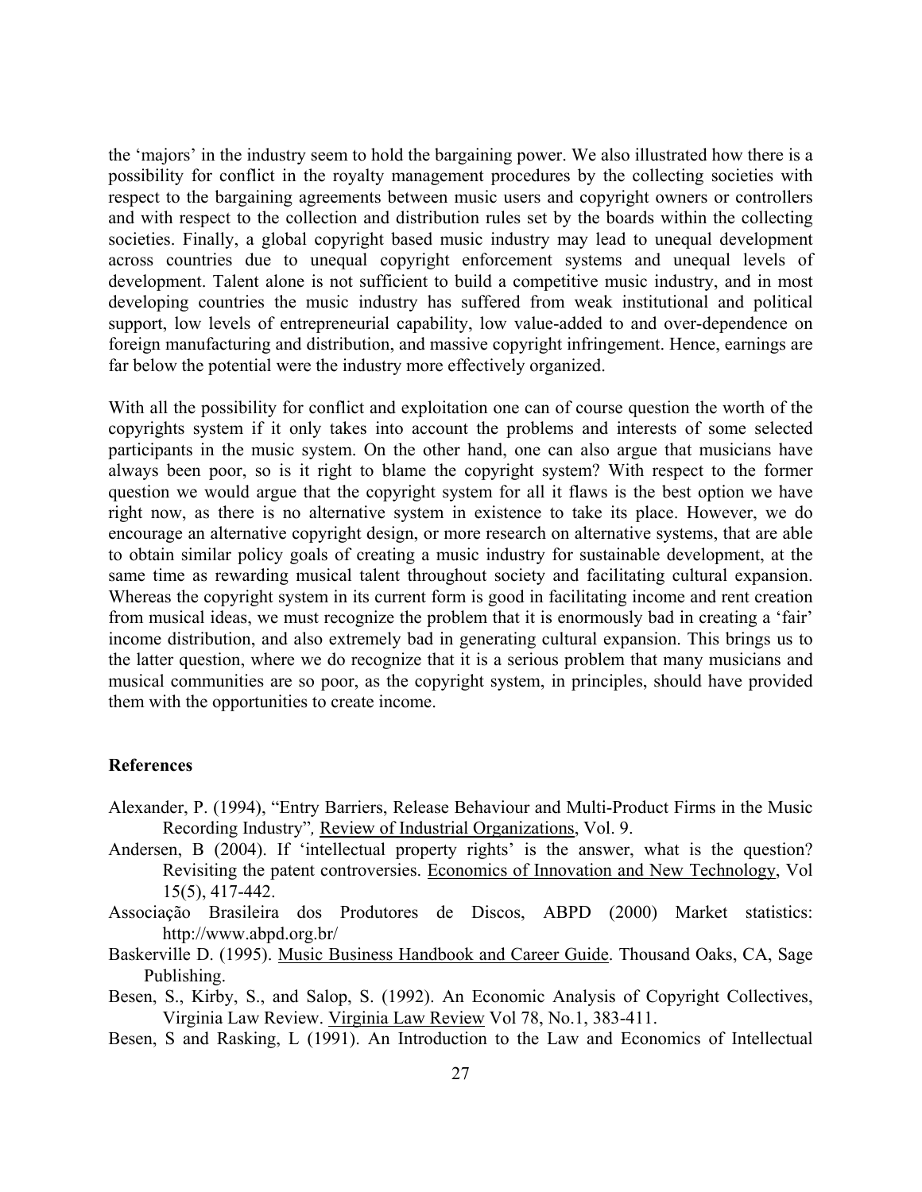the 'majors' in the industry seem to hold the bargaining power. We also illustrated how there is a possibility for conflict in the royalty management procedures by the collecting societies with respect to the bargaining agreements between music users and copyright owners or controllers and with respect to the collection and distribution rules set by the boards within the collecting societies. Finally, a global copyright based music industry may lead to unequal development across countries due to unequal copyright enforcement systems and unequal levels of development. Talent alone is not sufficient to build a competitive music industry, and in most developing countries the music industry has suffered from weak institutional and political support, low levels of entrepreneurial capability, low value-added to and over-dependence on foreign manufacturing and distribution, and massive copyright infringement. Hence, earnings are far below the potential were the industry more effectively organized.

With all the possibility for conflict and exploitation one can of course question the worth of the copyrights system if it only takes into account the problems and interests of some selected participants in the music system. On the other hand, one can also argue that musicians have always been poor, so is it right to blame the copyright system? With respect to the former question we would argue that the copyright system for all it flaws is the best option we have right now, as there is no alternative system in existence to take its place. However, we do encourage an alternative copyright design, or more research on alternative systems, that are able to obtain similar policy goals of creating a music industry for sustainable development, at the same time as rewarding musical talent throughout society and facilitating cultural expansion. Whereas the copyright system in its current form is good in facilitating income and rent creation from musical ideas, we must recognize the problem that it is enormously bad in creating a 'fair' income distribution, and also extremely bad in generating cultural expansion. This brings us to the latter question, where we do recognize that it is a serious problem that many musicians and musical communities are so poor, as the copyright system, in principles, should have provided them with the opportunities to create income.

## References

Alexander, P. (1994), "Entry Barriers, Release Behaviour and Multi-Product Firms in the Music Recording Industry", Review of Industrial Organizations, Vol. 9.

Andersen, B (2004). If 'intellectual property rights' is the answer, what is the question? Revisiting the patent controversies. Economics of Innovation and New Technology, Vol 15(5), 417-442.

Associação Brasileira dos Produtores de Discos, ABPD (2000) Market statistics: http://www.abpd.org.br/

Baskerville D. (1995). Music Business Handbook and Career Guide. Thousand Oaks, CA, Sage Publishing.

Besen, S., Kirby, S., and Salop, S. (1992). An Economic Analysis of Copyright Collectives, Virginia Law Review. Virginia Law Review Vol 78, No.1, 383-411.

Besen, S and Rasking, L (1991). An Introduction to the Law and Economics of Intellectual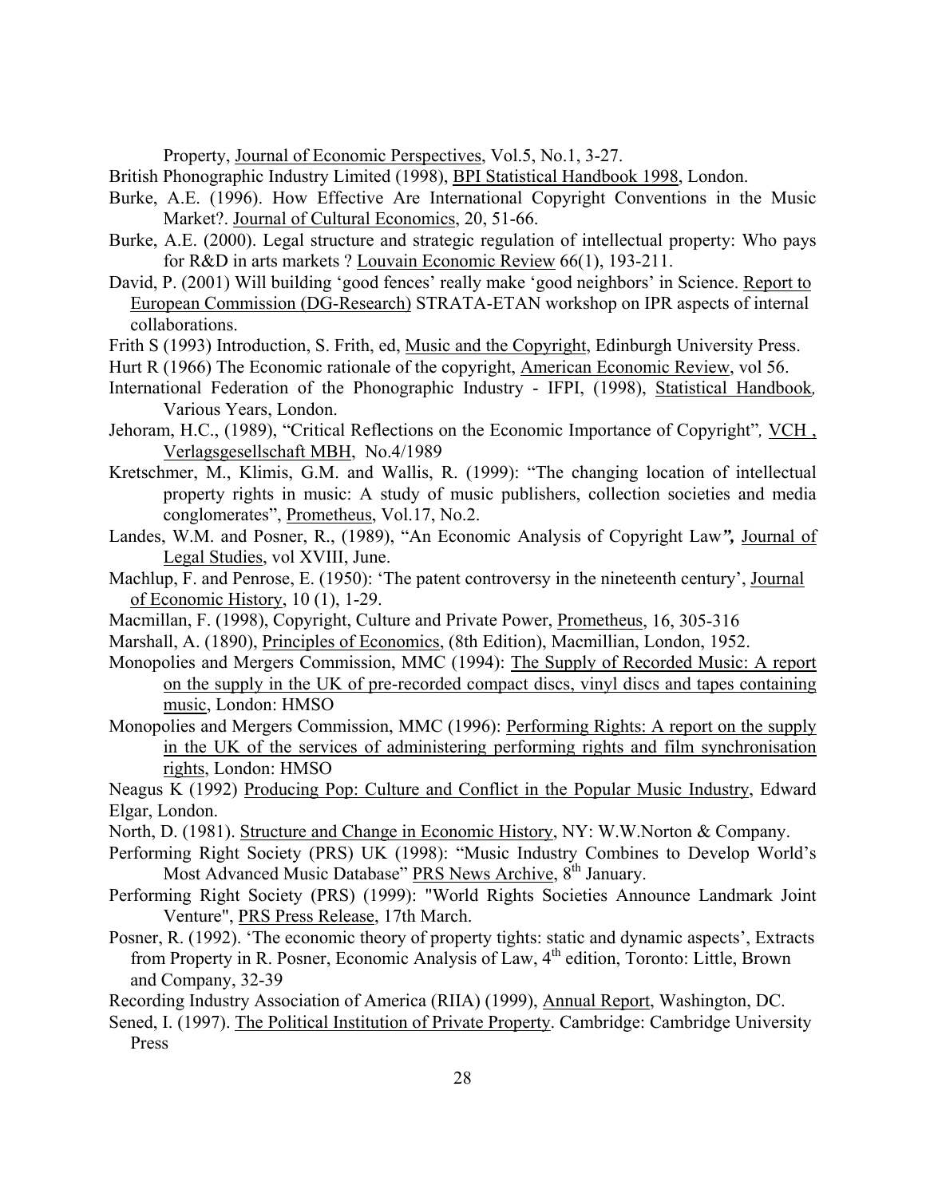Property, Journal of Economic Perspectives, Vol.5, No.1, 3-27.

British Phonographic Industry Limited (1998), BPI Statistical Handbook 1998, London.

Burke, A.E. (1996). How Effective Are International Copyright Conventions in the Music Market?. Journal of Cultural Economics, 20, 51-66.

Burke, A.E. (2000). Legal structure and strategic regulation of intellectual property: Who pays for R&D in arts markets ? Louvain Economic Review 66(1), 193-211.

David, P. (2001) Will building 'good fences' really make 'good neighbors' in Science. Report to European Commission (DG-Research) STRATA-ETAN workshop on IPR aspects of internal collaborations.

Frith S (1993) Introduction, S. Frith, ed, Music and the Copyright, Edinburgh University Press.

Hurt R (1966) The Economic rationale of the copyright, American Economic Review, vol 56.

International Federation of the Phonographic Industry - IFPI, (1998), Statistical Handbook, Various Years, London.

Jehoram, H.C., (1989), "Critical Reflections on the Economic Importance of Copyright", VCH , Verlagsgesellschaft MBH, No.4/1989

Kretschmer, M., Klimis, G.M. and Wallis, R. (1999): "The changing location of intellectual property rights in music: A study of music publishers, collection societies and media conglomerates", Prometheus, Vol.17, No.2.

Landes, W.M. and Posner, R., (1989), "An Economic Analysis of Copyright Law**",** Journal of Legal Studies, vol XVIII, June.

Machlup, F. and Penrose, E. (1950): 'The patent controversy in the nineteenth century', Journal of Economic History, 10 (1), 1-29.

Macmillan, F. (1998), Copyright, Culture and Private Power, Prometheus, 16, 305-316

Marshall, A. (1890), Principles of Economics, (8th Edition), Macmillian, London, 1952.

Monopolies and Mergers Commission, MMC (1994): The Supply of Recorded Music: A report on the supply in the UK of pre-recorded compact discs, vinyl discs and tapes containing music, London: HMSO

Monopolies and Mergers Commission, MMC (1996): Performing Rights: A report on the supply in the UK of the services of administering performing rights and film synchronisation rights, London: HMSO

Neagus K (1992) Producing Pop: Culture and Conflict in the Popular Music Industry, Edward Elgar, London.

North, D. (1981). Structure and Change in Economic History, NY: W.W.Norton & Company.

Performing Right Society (PRS) UK (1998): "Music Industry Combines to Develop World's Most Advanced Music Database" PRS News Archive, 8th January.

Performing Right Society (PRS) (1999): "World Rights Societies Announce Landmark Joint Venture", PRS Press Release, 17th March.

Posner, R. (1992). 'The economic theory of property tights: static and dynamic aspects', Extracts from Property in R. Posner, Economic Analysis of Law, 4th edition, Toronto: Little, Brown and Company, 32-39

Recording Industry Association of America (RIIA) (1999), Annual Report, Washington, DC.

Sened, I. (1997). The Political Institution of Private Property. Cambridge: Cambridge University Press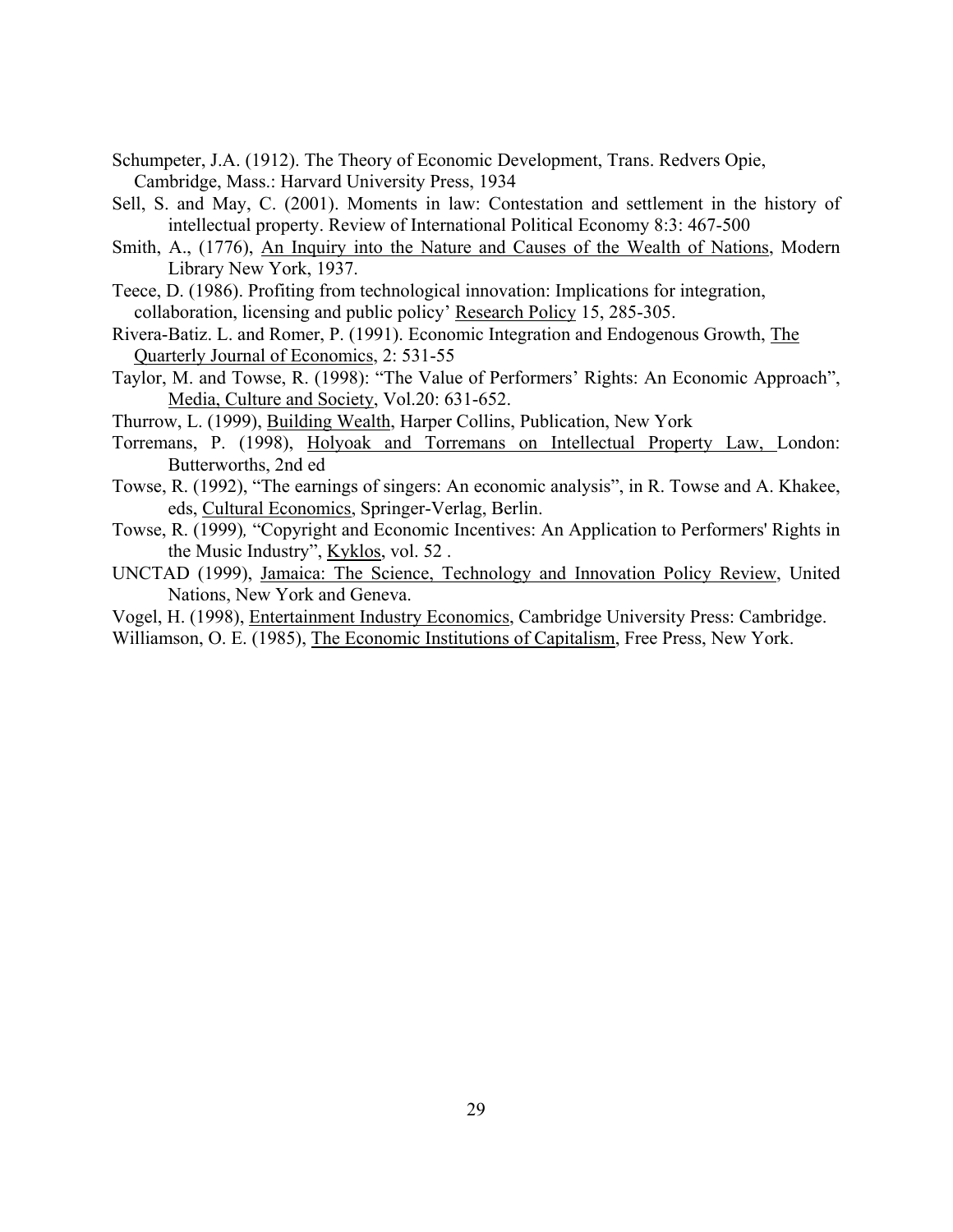Schumpeter, J.A. (1912). The Theory of Economic Development, Trans. Redvers Opie, Cambridge, Mass.: Harvard University Press, 1934

Sell, S. and May, C. (2001). Moments in law: Contestation and settlement in the history of intellectual property. Review of International Political Economy 8:3: 467-500

Smith, A., (1776), An Inquiry into the Nature and Causes of the Wealth of Nations, Modern Library New York, 1937.

Teece, D. (1986). Profiting from technological innovation: Implications for integration, collaboration, licensing and public policy' Research Policy 15, 285-305.

Rivera-Batiz. L. and Romer, P. (1991). Economic Integration and Endogenous Growth, The Quarterly Journal of Economics, 2: 531-55

Taylor, M. and Towse, R. (1998): "The Value of Performers' Rights: An Economic Approach", Media, Culture and Society, Vol.20: 631-652.

Thurrow, L. (1999), Building Wealth, Harper Collins, Publication, New York

Torremans, P. (1998), Holyoak and Torremans on Intellectual Property Law, London: Butterworths, 2nd ed

Towse, R. (1992), "The earnings of singers: An economic analysis", in R. Towse and A. Khakee, eds, Cultural Economics, Springer-Verlag, Berlin.

Towse, R. (1999), "Copyright and Economic Incentives: An Application to Performers' Rights in the Music Industry", Kyklos, vol. 52 .

UNCTAD (1999), Jamaica: The Science, Technology and Innovation Policy Review, United Nations, New York and Geneva.

Vogel, H. (1998), Entertainment Industry Economics, Cambridge University Press: Cambridge.

Williamson, O. E. (1985), The Economic Institutions of Capitalism, Free Press, New York.